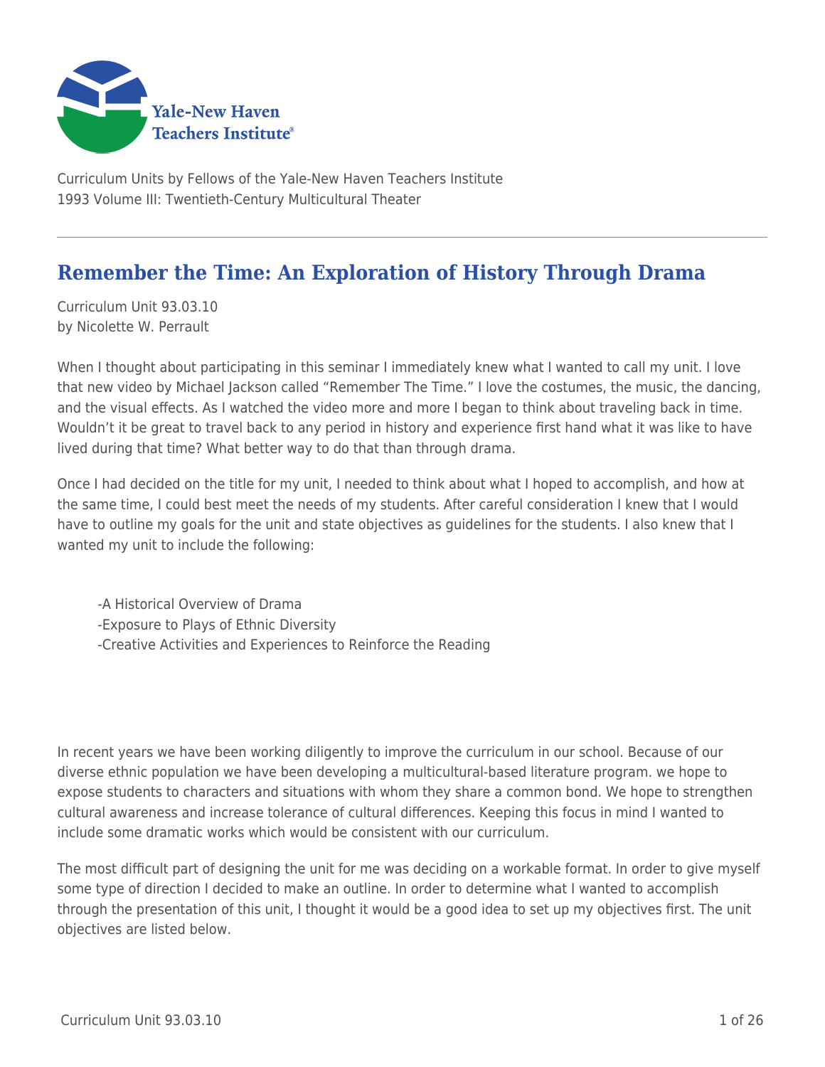Curriculum Units by Fellows of the Yale-New Haven Teachers Institute
1993 Volume III: Twentieth-Century Multicultural Theater

# Remember the Time: An Exploration of History Through Drama

Curriculum Unit 93.03.10
by Nicolette W. Perrault

When I thought about participating in this seminar I immediately knew what I wanted to call my unit. I love that new video by Michael Jackson called "Remember The Time." I love the costumes, the music, the dancing, and the visual effects. As I watched the video more and more I began to think about traveling back in time. Wouldn't it be great to travel back to any period in history and experience first hand what it was like to have lived during that time? What better way to do that than through drama.

Once I had decided on the title for my unit, I needed to think about what I hoped to accomplish, and how at the same time, I could best meet the needs of my students. After careful consideration I knew that I would have to outline my goals for the unit and state objectives as guidelines for the students. I also knew that I wanted my unit to include the following:

-A Historical Overview of Drama
-Exposure to Plays of Ethnic Diversity
-Creative Activities and Experiences to Reinforce the Reading

In recent years we have been working diligently to improve the curriculum in our school. Because of our diverse ethnic population we have been developing a multicultural-based literature program. we hope to expose students to characters and situations with whom they share a common bond. We hope to strengthen cultural awareness and increase tolerance of cultural differences. Keeping this focus in mind I wanted to include some dramatic works which would be consistent with our curriculum.

The most difficult part of designing the unit for me was deciding on a workable format. In order to give myself some type of direction I decided to make an outline. In order to determine what I wanted to accomplish through the presentation of this unit, I thought it would be a good idea to set up my objectives first. The unit objectives are listed below.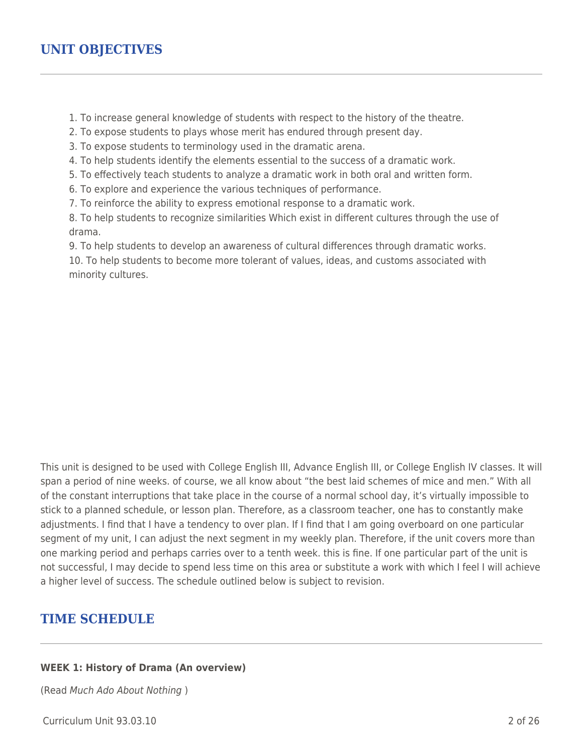## UNIT OBJECTIVES

1. To increase general knowledge of students with respect to the history of the theatre.
2. To expose students to plays whose merit has endured through present day.
3. To expose students to terminology used in the dramatic arena.
4. To help students identify the elements essential to the success of a dramatic work.
5. To effectively teach students to analyze a dramatic work in both oral and written form.
6. To explore and experience the various techniques of performance.
7. To reinforce the ability to express emotional response to a dramatic work.
8. To help students to recognize similarities Which exist in different cultures through the use of drama.
9. To help students to develop an awareness of cultural differences through dramatic works.
10. To help students to become more tolerant of values, ideas, and customs associated with minority cultures.

This unit is designed to be used with College English III, Advance English III, or College English IV classes. It will span a period of nine weeks. of course, we all know about "the best laid schemes of mice and men." With all of the constant interruptions that take place in the course of a normal school day, it's virtually impossible to stick to a planned schedule, or lesson plan. Therefore, as a classroom teacher, one has to constantly make adjustments. I find that I have a tendency to over plan. If I find that I am going overboard on one particular segment of my unit, I can adjust the next segment in my weekly plan. Therefore, if the unit covers more than one marking period and perhaps carries over to a tenth week. this is fine. If one particular part of the unit is not successful, I may decide to spend less time on this area or substitute a work with which I feel I will achieve a higher level of success. The schedule outlined below is subject to revision.

## TIME SCHEDULE

**WEEK 1: History of Drama (An overview)**

(Read *Much Ado About Nothing* )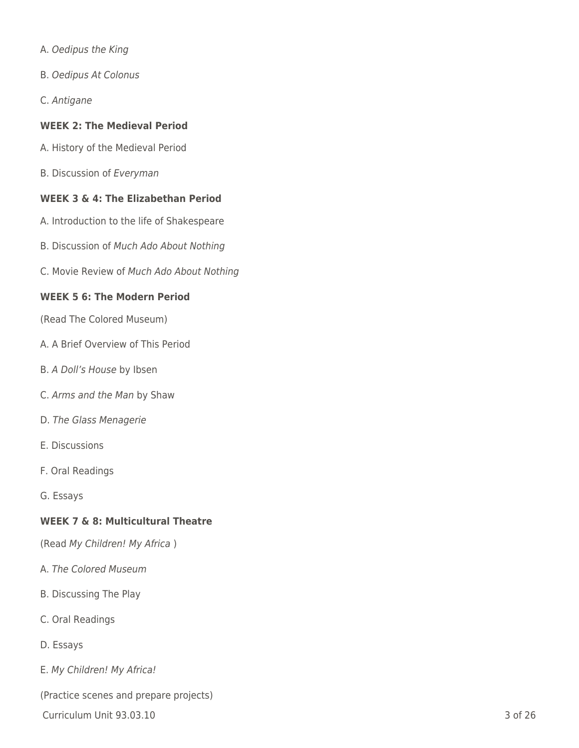A. *Oedipus the King*

B. *Oedipus At Colonus*

C. *Antigane*

**WEEK 2: The Medieval Period**

A. History of the Medieval Period

B. Discussion of *Everyman*

**WEEK 3 & 4: The Elizabethan Period**

A. Introduction to the life of Shakespeare

B. Discussion of *Much Ado About Nothing*

C. Movie Review of *Much Ado About Nothing*

**WEEK 5 6: The Modern Period**

(Read The Colored Museum)

A. A Brief Overview of This Period

B. *A Doll's House* by Ibsen

C. *Arms and the Man* by Shaw

D. *The Glass Menagerie*

E. Discussions

F. Oral Readings

G. Essays

**WEEK 7 & 8: Multicultural Theatre**

(Read *My Children! My Africa* )

A. *The Colored Museum*

B. Discussing The Play

C. Oral Readings

D. Essays

E. *My Children! My Africa!*

(Practice scenes and prepare projects)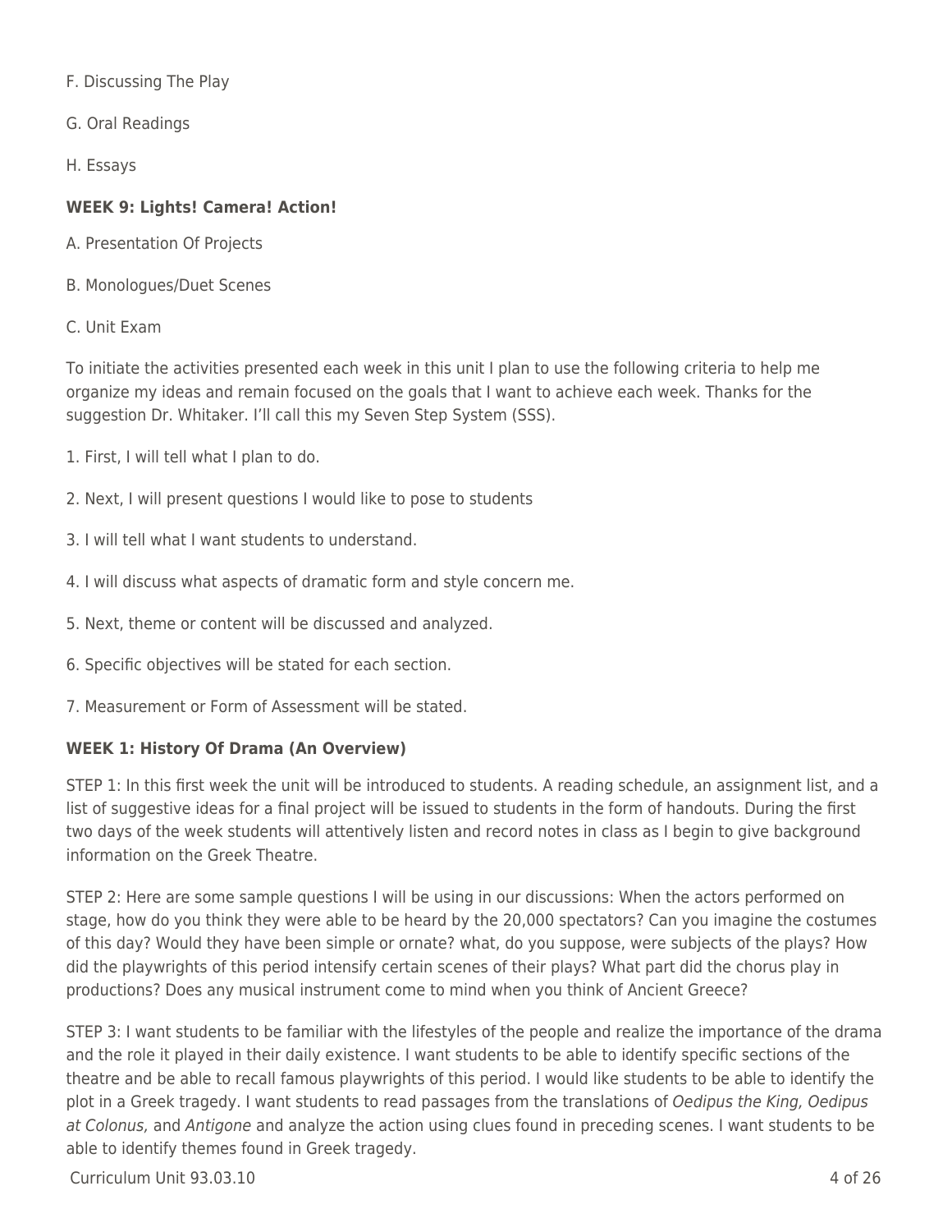F. Discussing The Play

G. Oral Readings

H. Essays

**WEEK 9: Lights! Camera! Action!**

A. Presentation Of Projects

B. Monologues/Duet Scenes

C. Unit Exam

To initiate the activities presented each week in this unit I plan to use the following criteria to help me organize my ideas and remain focused on the goals that I want to achieve each week. Thanks for the suggestion Dr. Whitaker. I'll call this my Seven Step System (SSS).

1. First, I will tell what I plan to do.
2. Next, I will present questions I would like to pose to students
3. I will tell what I want students to understand.
4. I will discuss what aspects of dramatic form and style concern me.
5. Next, theme or content will be discussed and analyzed.
6. Specific objectives will be stated for each section.
7. Measurement or Form of Assessment will be stated.

**WEEK 1: History Of Drama (An Overview)**

STEP 1: In this first week the unit will be introduced to students. A reading schedule, an assignment list, and a list of suggestive ideas for a final project will be issued to students in the form of handouts. During the first two days of the week students will attentively listen and record notes in class as I begin to give background information on the Greek Theatre.

STEP 2: Here are some sample questions I will be using in our discussions: When the actors performed on stage, how do you think they were able to be heard by the 20,000 spectators? Can you imagine the costumes of this day? Would they have been simple or ornate? what, do you suppose, were subjects of the plays? How did the playwrights of this period intensify certain scenes of their plays? What part did the chorus play in productions? Does any musical instrument come to mind when you think of Ancient Greece?

STEP 3: I want students to be familiar with the lifestyles of the people and realize the importance of the drama and the role it played in their daily existence. I want students to be able to identify specific sections of the theatre and be able to recall famous playwrights of this period. I would like students to be able to identify the plot in a Greek tragedy. I want students to read passages from the translations of *Oedipus the King, Oedipus at Colonus,* and *Antigone* and analyze the action using clues found in preceding scenes. I want students to be able to identify themes found in Greek tragedy.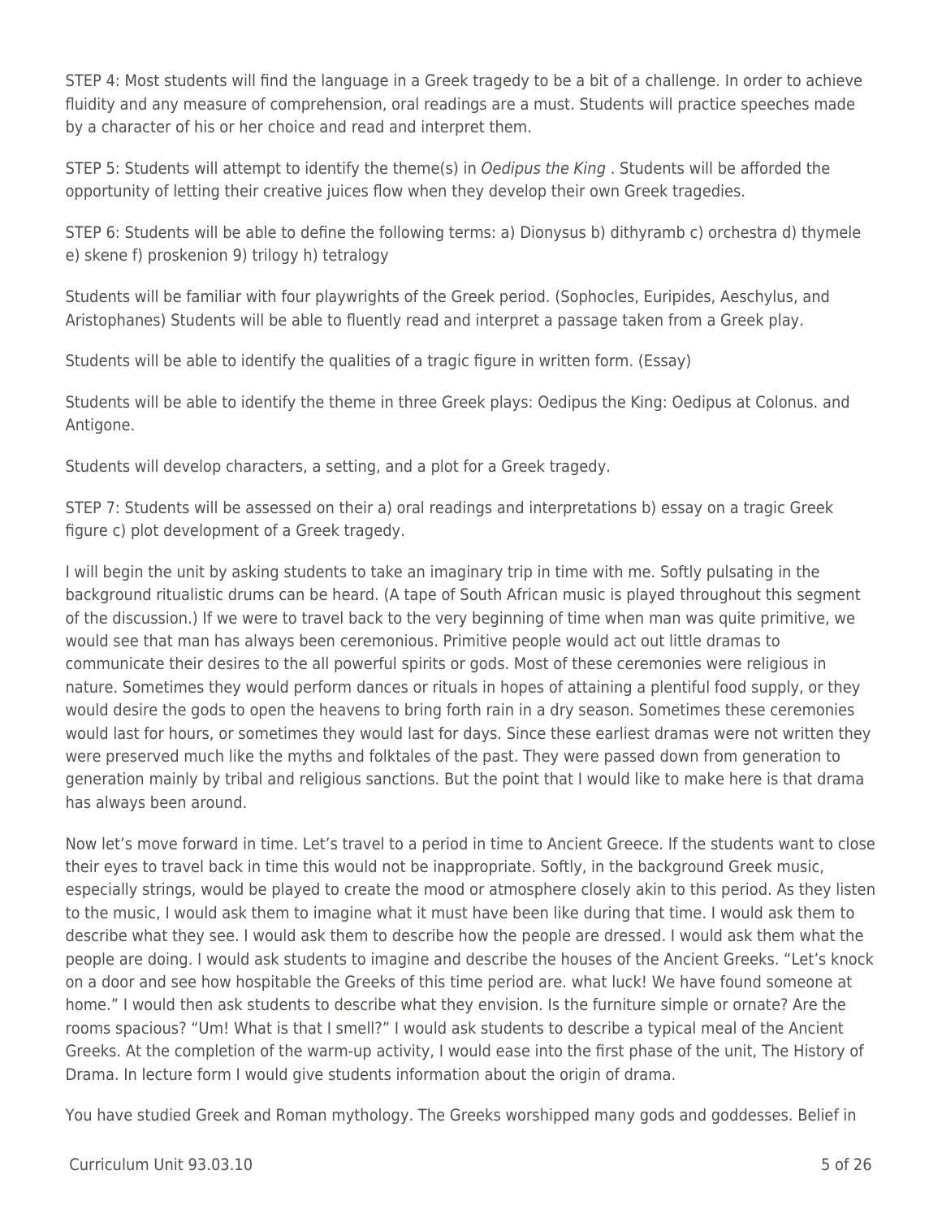STEP 4: Most students will find the language in a Greek tragedy to be a bit of a challenge. In order to achieve fluidity and any measure of comprehension, oral readings are a must. Students will practice speeches made by a character of his or her choice and read and interpret them.

STEP 5: Students will attempt to identify the theme(s) in *Oedipus the King* . Students will be afforded the opportunity of letting their creative juices flow when they develop their own Greek tragedies.

STEP 6: Students will be able to define the following terms: a) Dionysus b) dithyramb c) orchestra d) thymele e) skene f) proskenion 9) trilogy h) tetralogy

Students will be familiar with four playwrights of the Greek period. (Sophocles, Euripides, Aeschylus, and Aristophanes) Students will be able to fluently read and interpret a passage taken from a Greek play.

Students will be able to identify the qualities of a tragic figure in written form. (Essay)

Students will be able to identify the theme in three Greek plays: Oedipus the King: Oedipus at Colonus. and Antigone.

Students will develop characters, a setting, and a plot for a Greek tragedy.

STEP 7: Students will be assessed on their a) oral readings and interpretations b) essay on a tragic Greek figure c) plot development of a Greek tragedy.

I will begin the unit by asking students to take an imaginary trip in time with me. Softly pulsating in the background ritualistic drums can be heard. (A tape of South African music is played throughout this segment of the discussion.) If we were to travel back to the very beginning of time when man was quite primitive, we would see that man has always been ceremonious. Primitive people would act out little dramas to communicate their desires to the all powerful spirits or gods. Most of these ceremonies were religious in nature. Sometimes they would perform dances or rituals in hopes of attaining a plentiful food supply, or they would desire the gods to open the heavens to bring forth rain in a dry season. Sometimes these ceremonies would last for hours, or sometimes they would last for days. Since these earliest dramas were not written they were preserved much like the myths and folktales of the past. They were passed down from generation to generation mainly by tribal and religious sanctions. But the point that I would like to make here is that drama has always been around.

Now let's move forward in time. Let's travel to a period in time to Ancient Greece. If the students want to close their eyes to travel back in time this would not be inappropriate. Softly, in the background Greek music, especially strings, would be played to create the mood or atmosphere closely akin to this period. As they listen to the music, I would ask them to imagine what it must have been like during that time. I would ask them to describe what they see. I would ask them to describe how the people are dressed. I would ask them what the people are doing. I would ask students to imagine and describe the houses of the Ancient Greeks. "Let's knock on a door and see how hospitable the Greeks of this time period are. what luck! We have found someone at home." I would then ask students to describe what they envision. Is the furniture simple or ornate? Are the rooms spacious? "Um! What is that I smell?" I would ask students to describe a typical meal of the Ancient Greeks. At the completion of the warm-up activity, I would ease into the first phase of the unit, The History of Drama. In lecture form I would give students information about the origin of drama.

You have studied Greek and Roman mythology. The Greeks worshipped many gods and goddesses. Belief in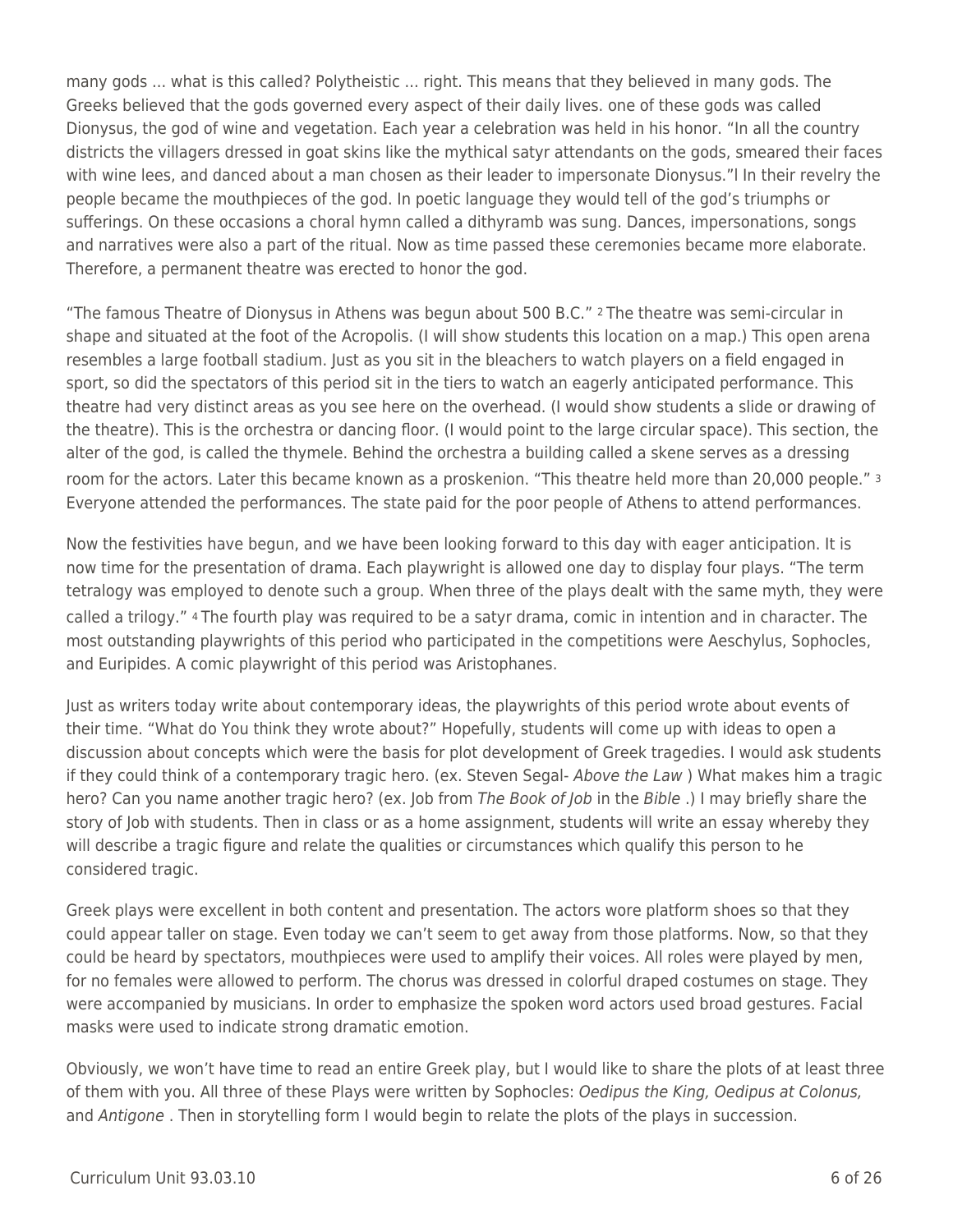many gods ... what is this called? Polytheistic ... right. This means that they believed in many gods. The Greeks believed that the gods governed every aspect of their daily lives. one of these gods was called Dionysus, the god of wine and vegetation. Each year a celebration was held in his honor. "In all the country districts the villagers dressed in goat skins like the mythical satyr attendants on the gods, smeared their faces with wine lees, and danced about a man chosen as their leader to impersonate Dionysus."l In their revelry the people became the mouthpieces of the god. In poetic language they would tell of the god's triumphs or sufferings. On these occasions a choral hymn called a dithyramb was sung. Dances, impersonations, songs and narratives were also a part of the ritual. Now as time passed these ceremonies became more elaborate. Therefore, a permanent theatre was erected to honor the god.

"The famous Theatre of Dionysus in Athens was begun about 500 B.C." [2] The theatre was semi-circular in shape and situated at the foot of the Acropolis. (I will show students this location on a map.) This open arena resembles a large football stadium. Just as you sit in the bleachers to watch players on a field engaged in sport, so did the spectators of this period sit in the tiers to watch an eagerly anticipated performance. This theatre had very distinct areas as you see here on the overhead. (I would show students a slide or drawing of the theatre). This is the orchestra or dancing floor. (I would point to the large circular space). This section, the alter of the god, is called the thymele. Behind the orchestra a building called a skene serves as a dressing room for the actors. Later this became known as a proskenion. "This theatre held more than 20,000 people." [3] Everyone attended the performances. The state paid for the poor people of Athens to attend performances.

Now the festivities have begun, and we have been looking forward to this day with eager anticipation. It is now time for the presentation of drama. Each playwright is allowed one day to display four plays. "The term tetralogy was employed to denote such a group. When three of the plays dealt with the same myth, they were called a trilogy." [4] The fourth play was required to be a satyr drama, comic in intention and in character. The most outstanding playwrights of this period who participated in the competitions were Aeschylus, Sophocles, and Euripides. A comic playwright of this period was Aristophanes.

Just as writers today write about contemporary ideas, the playwrights of this period wrote about events of their time. "What do You think they wrote about?" Hopefully, students will come up with ideas to open a discussion about concepts which were the basis for plot development of Greek tragedies. I would ask students if they could think of a contemporary tragic hero. (ex. Steven Segal- *Above the Law* ) What makes him a tragic hero? Can you name another tragic hero? (ex. Job from *The Book of Job* in the *Bible* .) I may briefly share the story of Job with students. Then in class or as a home assignment, students will write an essay whereby they will describe a tragic figure and relate the qualities or circumstances which qualify this person to he considered tragic.

Greek plays were excellent in both content and presentation. The actors wore platform shoes so that they could appear taller on stage. Even today we can't seem to get away from those platforms. Now, so that they could be heard by spectators, mouthpieces were used to amplify their voices. All roles were played by men, for no females were allowed to perform. The chorus was dressed in colorful draped costumes on stage. They were accompanied by musicians. In order to emphasize the spoken word actors used broad gestures. Facial masks were used to indicate strong dramatic emotion.

Obviously, we won't have time to read an entire Greek play, but I would like to share the plots of at least three of them with you. All three of these Plays were written by Sophocles: *Oedipus the King, Oedipus at Colonus,* and *Antigone* . Then in storytelling form I would begin to relate the plots of the plays in succession.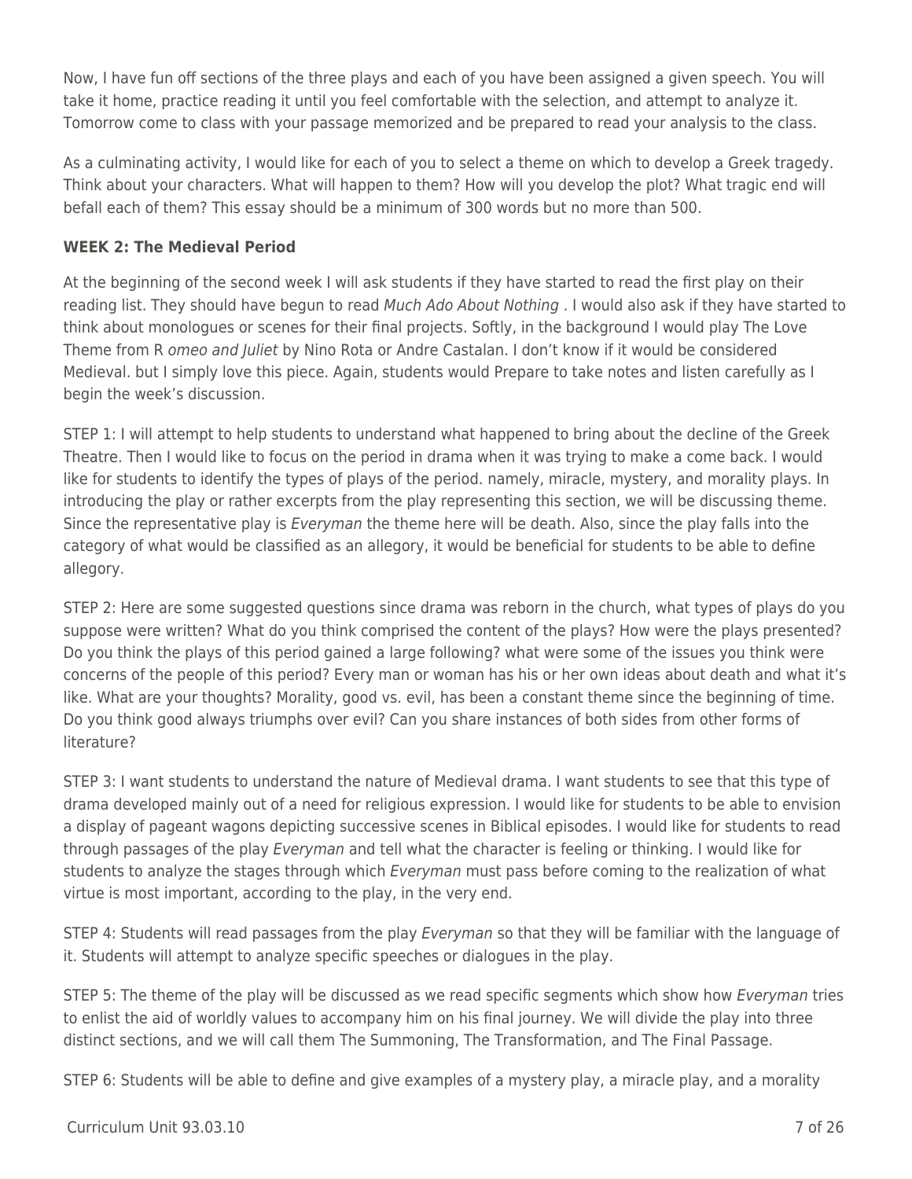Now, I have fun off sections of the three plays and each of you have been assigned a given speech. You will take it home, practice reading it until you feel comfortable with the selection, and attempt to analyze it. Tomorrow come to class with your passage memorized and be prepared to read your analysis to the class.

As a culminating activity, I would like for each of you to select a theme on which to develop a Greek tragedy. Think about your characters. What will happen to them? How will you develop the plot? What tragic end will befall each of them? This essay should be a minimum of 300 words but no more than 500.

**WEEK 2: The Medieval Period**

At the beginning of the second week I will ask students if they have started to read the first play on their reading list. They should have begun to read *Much Ado About Nothing* . I would also ask if they have started to think about monologues or scenes for their final projects. Softly, in the background I would play The Love Theme from R *omeo and Juliet* by Nino Rota or Andre Castalan. I don't know if it would be considered Medieval. but I simply love this piece. Again, students would Prepare to take notes and listen carefully as I begin the week's discussion.

STEP 1: I will attempt to help students to understand what happened to bring about the decline of the Greek Theatre. Then I would like to focus on the period in drama when it was trying to make a come back. I would like for students to identify the types of plays of the period. namely, miracle, mystery, and morality plays. In introducing the play or rather excerpts from the play representing this section, we will be discussing theme. Since the representative play is *Everyman* the theme here will be death. Also, since the play falls into the category of what would be classified as an allegory, it would be beneficial for students to be able to define allegory.

STEP 2: Here are some suggested questions since drama was reborn in the church, what types of plays do you suppose were written? What do you think comprised the content of the plays? How were the plays presented? Do you think the plays of this period gained a large following? what were some of the issues you think were concerns of the people of this period? Every man or woman has his or her own ideas about death and what it's like. What are your thoughts? Morality, good vs. evil, has been a constant theme since the beginning of time. Do you think good always triumphs over evil? Can you share instances of both sides from other forms of literature?

STEP 3: I want students to understand the nature of Medieval drama. I want students to see that this type of drama developed mainly out of a need for religious expression. I would like for students to be able to envision a display of pageant wagons depicting successive scenes in Biblical episodes. I would like for students to read through passages of the play *Everyman* and tell what the character is feeling or thinking. I would like for students to analyze the stages through which *Everyman* must pass before coming to the realization of what virtue is most important, according to the play, in the very end.

STEP 4: Students will read passages from the play *Everyman* so that they will be familiar with the language of it. Students will attempt to analyze specific speeches or dialogues in the play.

STEP 5: The theme of the play will be discussed as we read specific segments which show how *Everyman* tries to enlist the aid of worldly values to accompany him on his final journey. We will divide the play into three distinct sections, and we will call them The Summoning, The Transformation, and The Final Passage.

STEP 6: Students will be able to define and give examples of a mystery play, a miracle play, and a morality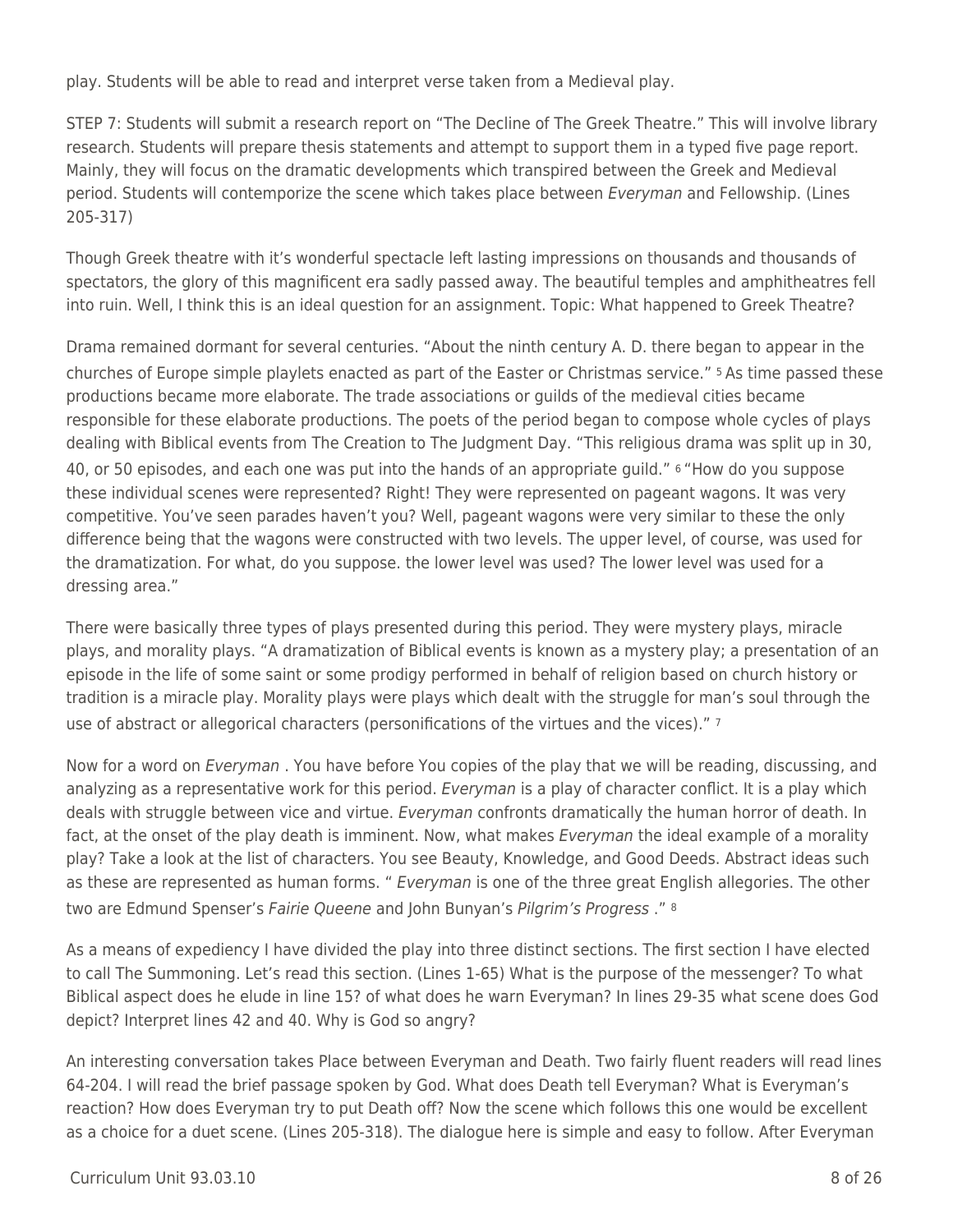play. Students will be able to read and interpret verse taken from a Medieval play.

STEP 7: Students will submit a research report on “The Decline of The Greek Theatre.” This will involve library research. Students will prepare thesis statements and attempt to support them in a typed five page report. Mainly, they will focus on the dramatic developments which transpired between the Greek and Medieval period. Students will contemporize the scene which takes place between *Everyman* and Fellowship. (Lines 205-317)

Though Greek theatre with it’s wonderful spectacle left lasting impressions on thousands and thousands of spectators, the glory of this magnificent era sadly passed away. The beautiful temples and amphitheatres fell into ruin. Well, I think this is an ideal question for an assignment. Topic: What happened to Greek Theatre?

Drama remained dormant for several centuries. “About the ninth century A. D. there began to appear in the churches of Europe simple playlets enacted as part of the Easter or Christmas service.” [5] As time passed these productions became more elaborate. The trade associations or guilds of the medieval cities became responsible for these elaborate productions. The poets of the period began to compose whole cycles of plays dealing with Biblical events from The Creation to The Judgment Day. “This religious drama was split up in 30, 40, or 50 episodes, and each one was put into the hands of an appropriate guild.” [6] “How do you suppose these individual scenes were represented? Right! They were represented on pageant wagons. It was very competitive. You’ve seen parades haven’t you? Well, pageant wagons were very similar to these the only difference being that the wagons were constructed with two levels. The upper level, of course, was used for the dramatization. For what, do you suppose. the lower level was used? The lower level was used for a dressing area.”

There were basically three types of plays presented during this period. They were mystery plays, miracle plays, and morality plays. “A dramatization of Biblical events is known as a mystery play; a presentation of an episode in the life of some saint or some prodigy performed in behalf of religion based on church history or tradition is a miracle play. Morality plays were plays which dealt with the struggle for man’s soul through the use of abstract or allegorical characters (personifications of the virtues and the vices).” [7]

Now for a word on *Everyman* . You have before You copies of the play that we will be reading, discussing, and analyzing as a representative work for this period. *Everyman* is a play of character conflict. It is a play which deals with struggle between vice and virtue. *Everyman* confronts dramatically the human horror of death. In fact, at the onset of the play death is imminent. Now, what makes *Everyman* the ideal example of a morality play? Take a look at the list of characters. You see Beauty, Knowledge, and Good Deeds. Abstract ideas such as these are represented as human forms. “ *Everyman* is one of the three great English allegories. The other two are Edmund Spenser’s *Fairie Queene* and John Bunyan’s *Pilgrim’s Progress* .” [8]

As a means of expediency I have divided the play into three distinct sections. The first section I have elected to call The Summoning. Let’s read this section. (Lines 1-65) What is the purpose of the messenger? To what Biblical aspect does he elude in line 15? of what does he warn Everyman? In lines 29-35 what scene does God depict? Interpret lines 42 and 40. Why is God so angry?

An interesting conversation takes Place between Everyman and Death. Two fairly fluent readers will read lines 64-204. I will read the brief passage spoken by God. What does Death tell Everyman? What is Everyman’s reaction? How does Everyman try to put Death off? Now the scene which follows this one would be excellent as a choice for a duet scene. (Lines 205-318). The dialogue here is simple and easy to follow. After Everyman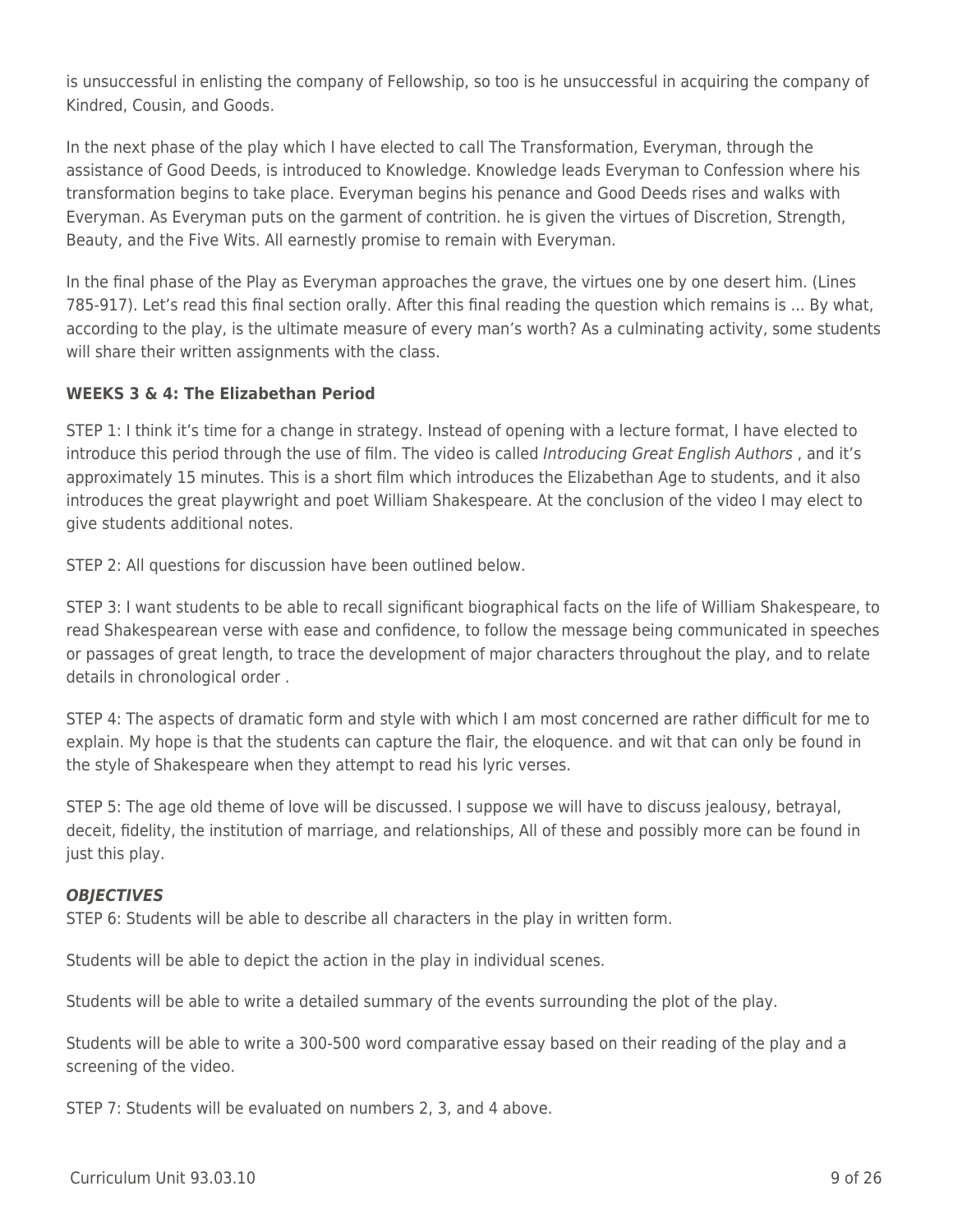is unsuccessful in enlisting the company of Fellowship, so too is he unsuccessful in acquiring the company of Kindred, Cousin, and Goods.

In the next phase of the play which I have elected to call The Transformation, Everyman, through the assistance of Good Deeds, is introduced to Knowledge. Knowledge leads Everyman to Confession where his transformation begins to take place. Everyman begins his penance and Good Deeds rises and walks with Everyman. As Everyman puts on the garment of contrition. he is given the virtues of Discretion, Strength, Beauty, and the Five Wits. All earnestly promise to remain with Everyman.

In the final phase of the Play as Everyman approaches the grave, the virtues one by one desert him. (Lines 785-917). Let's read this final section orally. After this final reading the question which remains is ... By what, according to the play, is the ultimate measure of every man's worth? As a culminating activity, some students will share their written assignments with the class.

**WEEKS 3 & 4: The Elizabethan Period**

STEP 1: I think it's time for a change in strategy. Instead of opening with a lecture format, I have elected to introduce this period through the use of film. The video is called *Introducing Great English Authors* , and it's approximately 15 minutes. This is a short film which introduces the Elizabethan Age to students, and it also introduces the great playwright and poet William Shakespeare. At the conclusion of the video I may elect to give students additional notes.

STEP 2: All questions for discussion have been outlined below.

STEP 3: I want students to be able to recall significant biographical facts on the life of William Shakespeare, to read Shakespearean verse with ease and confidence, to follow the message being communicated in speeches or passages of great length, to trace the development of major characters throughout the play, and to relate details in chronological order .

STEP 4: The aspects of dramatic form and style with which I am most concerned are rather difficult for me to explain. My hope is that the students can capture the flair, the eloquence. and wit that can only be found in the style of Shakespeare when they attempt to read his lyric verses.

STEP 5: The age old theme of love will be discussed. I suppose we will have to discuss jealousy, betrayal, deceit, fidelity, the institution of marriage, and relationships, All of these and possibly more can be found in just this play.

***OBJECTIVES***

STEP 6: Students will be able to describe all characters in the play in written form.

Students will be able to depict the action in the play in individual scenes.

Students will be able to write a detailed summary of the events surrounding the plot of the play.

Students will be able to write a 300-500 word comparative essay based on their reading of the play and a screening of the video.

STEP 7: Students will be evaluated on numbers 2, 3, and 4 above.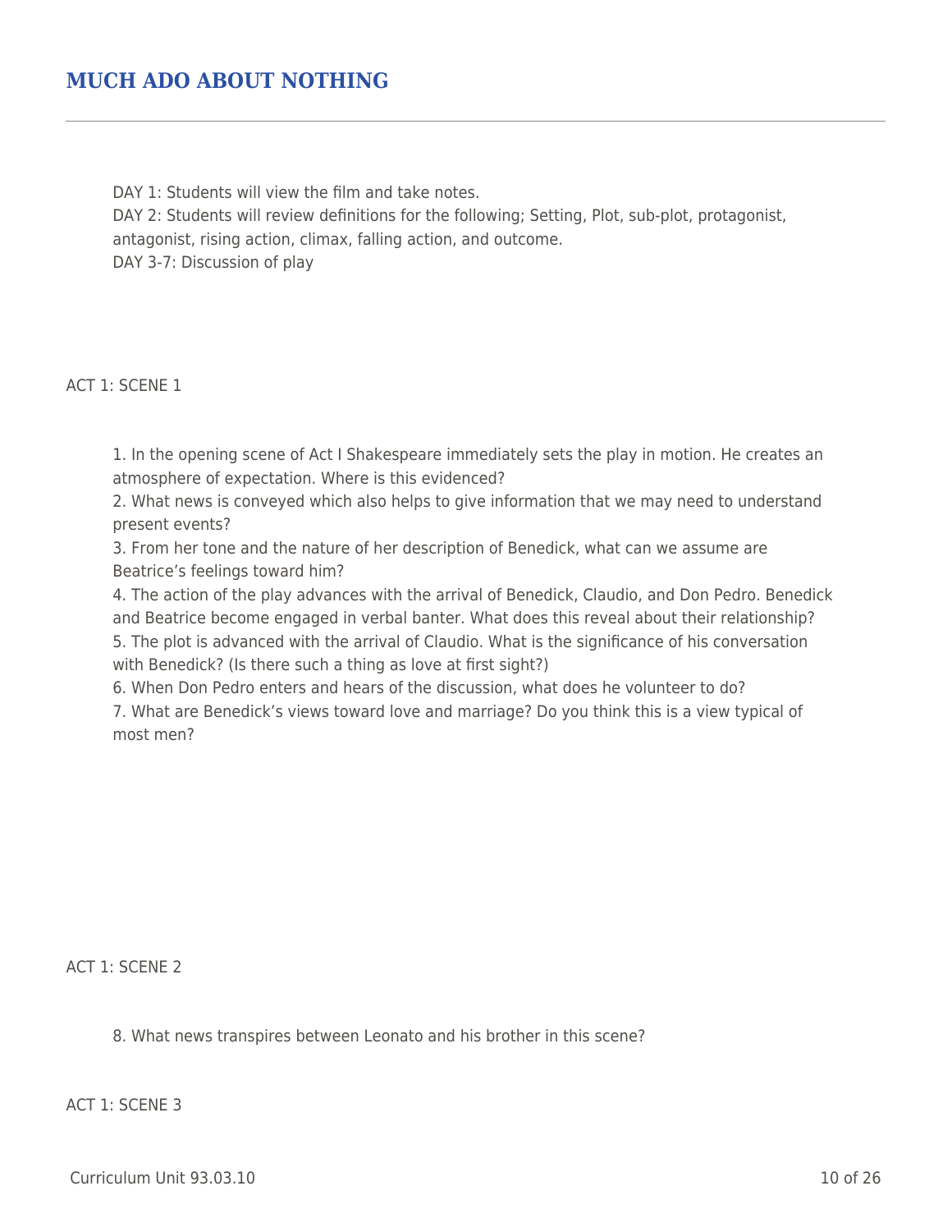## MUCH ADO ABOUT NOTHING

DAY 1: Students will view the film and take notes.
DAY 2: Students will review definitions for the following; Setting, Plot, sub-plot, protagonist, antagonist, rising action, climax, falling action, and outcome.
DAY 3-7: Discussion of play

ACT 1: SCENE 1

1. In the opening scene of Act I Shakespeare immediately sets the play in motion. He creates an atmosphere of expectation. Where is this evidenced?
2. What news is conveyed which also helps to give information that we may need to understand present events?
3. From her tone and the nature of her description of Benedick, what can we assume are Beatrice's feelings toward him?
4. The action of the play advances with the arrival of Benedick, Claudio, and Don Pedro. Benedick and Beatrice become engaged in verbal banter. What does this reveal about their relationship?
5. The plot is advanced with the arrival of Claudio. What is the significance of his conversation with Benedick? (Is there such a thing as love at first sight?)
6. When Don Pedro enters and hears of the discussion, what does he volunteer to do?
7. What are Benedick's views toward love and marriage? Do you think this is a view typical of most men?

ACT 1: SCENE 2

8. What news transpires between Leonato and his brother in this scene?

ACT 1: SCENE 3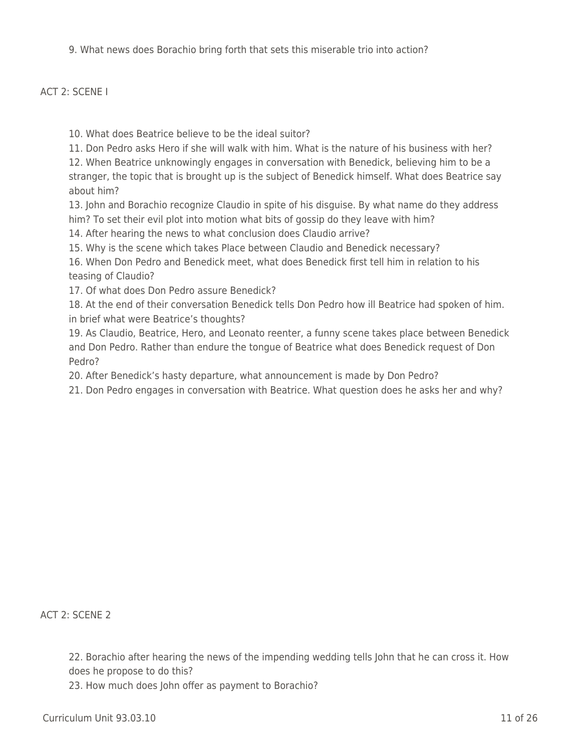9. What news does Borachio bring forth that sets this miserable trio into action?

ACT 2: SCENE I

10. What does Beatrice believe to be the ideal suitor?
11. Don Pedro asks Hero if she will walk with him. What is the nature of his business with her?
12. When Beatrice unknowingly engages in conversation with Benedick, believing him to be a stranger, the topic that is brought up is the subject of Benedick himself. What does Beatrice say about him?
13. John and Borachio recognize Claudio in spite of his disguise. By what name do they address him? To set their evil plot into motion what bits of gossip do they leave with him?
14. After hearing the news to what conclusion does Claudio arrive?
15. Why is the scene which takes Place between Claudio and Benedick necessary?
16. When Don Pedro and Benedick meet, what does Benedick first tell him in relation to his teasing of Claudio?
17. Of what does Don Pedro assure Benedick?
18. At the end of their conversation Benedick tells Don Pedro how ill Beatrice had spoken of him. in brief what were Beatrice's thoughts?
19. As Claudio, Beatrice, Hero, and Leonato reenter, a funny scene takes place between Benedick and Don Pedro. Rather than endure the tongue of Beatrice what does Benedick request of Don Pedro?
20. After Benedick's hasty departure, what announcement is made by Don Pedro?
21. Don Pedro engages in conversation with Beatrice. What question does he asks her and why?

ACT 2: SCENE 2

22. Borachio after hearing the news of the impending wedding tells John that he can cross it. How does he propose to do this?
23. How much does John offer as payment to Borachio?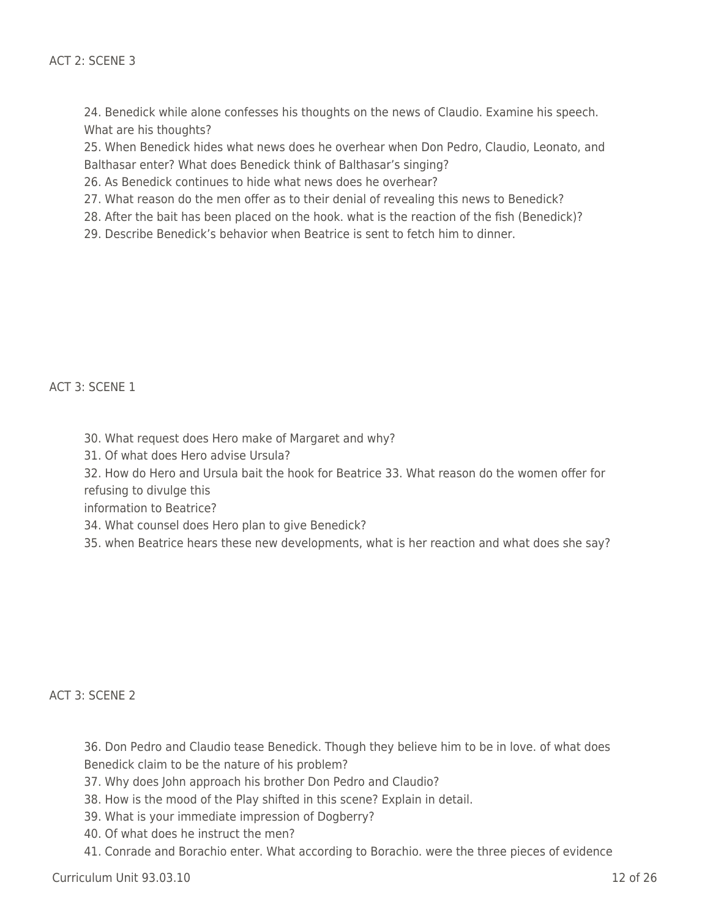ACT 2: SCENE 3

24. Benedick while alone confesses his thoughts on the news of Claudio. Examine his speech. What are his thoughts?
25. When Benedick hides what news does he overhear when Don Pedro, Claudio, Leonato, and Balthasar enter? What does Benedick think of Balthasar's singing?
26. As Benedick continues to hide what news does he overhear?
27. What reason do the men offer as to their denial of revealing this news to Benedick?
28. After the bait has been placed on the hook. what is the reaction of the fish (Benedick)?
29. Describe Benedick's behavior when Beatrice is sent to fetch him to dinner.

ACT 3: SCENE 1

30. What request does Hero make of Margaret and why?
31. Of what does Hero advise Ursula?
32. How do Hero and Ursula bait the hook for Beatrice 33. What reason do the women offer for refusing to divulge this
information to Beatrice?
34. What counsel does Hero plan to give Benedick?
35. when Beatrice hears these new developments, what is her reaction and what does she say?

ACT 3: SCENE 2

36. Don Pedro and Claudio tease Benedick. Though they believe him to be in love. of what does Benedick claim to be the nature of his problem?
37. Why does John approach his brother Don Pedro and Claudio?
38. How is the mood of the Play shifted in this scene? Explain in detail.
39. What is your immediate impression of Dogberry?
40. Of what does he instruct the men?
41. Conrade and Borachio enter. What according to Borachio. were the three pieces of evidence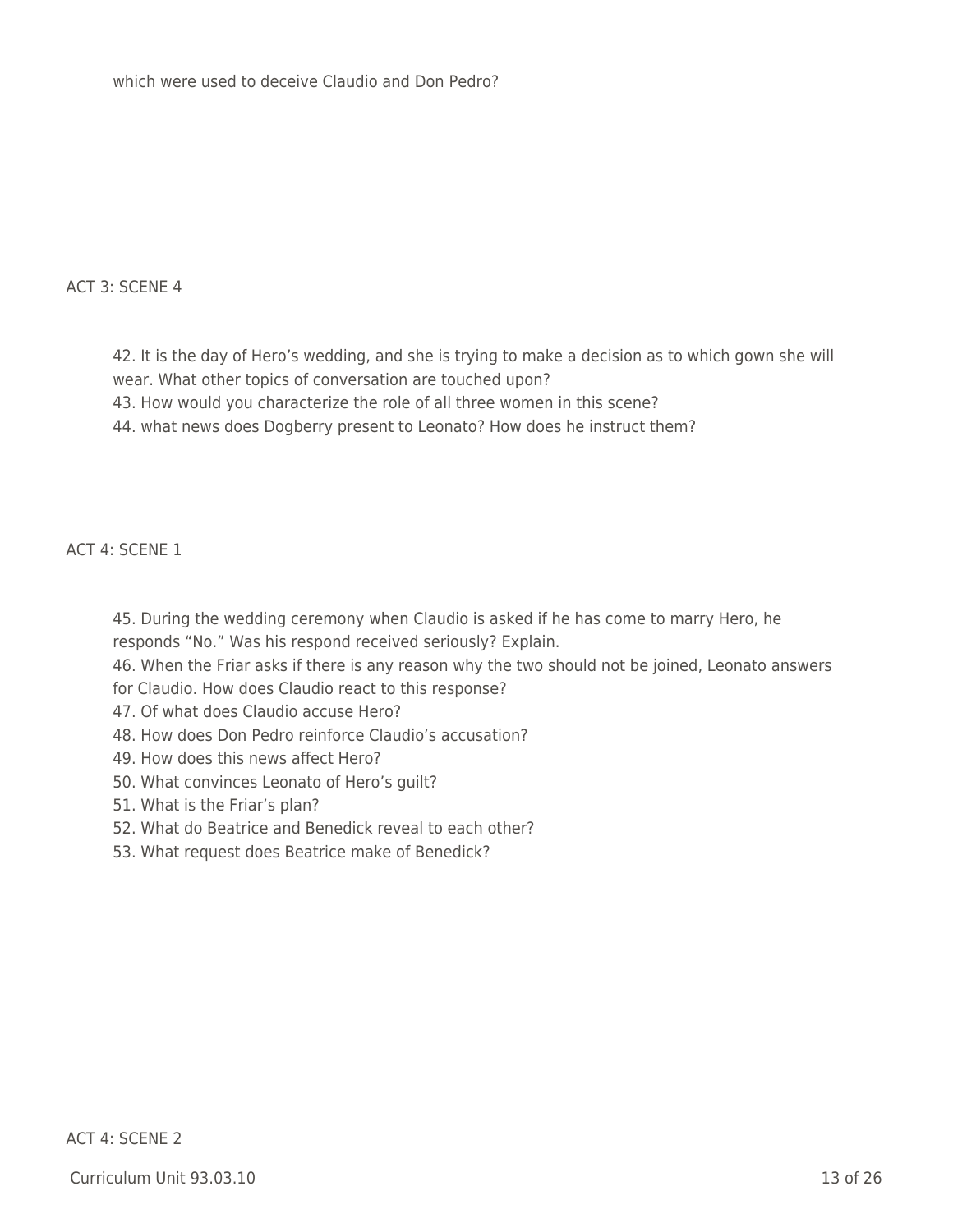which were used to deceive Claudio and Don Pedro?

## ACT 3: SCENE 4

42. It is the day of Hero's wedding, and she is trying to make a decision as to which gown she will wear. What other topics of conversation are touched upon?
43. How would you characterize the role of all three women in this scene?
44. what news does Dogberry present to Leonato? How does he instruct them?

## ACT 4: SCENE 1

45. During the wedding ceremony when Claudio is asked if he has come to marry Hero, he responds "No." Was his respond received seriously? Explain.
46. When the Friar asks if there is any reason why the two should not be joined, Leonato answers for Claudio. How does Claudio react to this response?
47. Of what does Claudio accuse Hero?
48. How does Don Pedro reinforce Claudio's accusation?
49. How does this news affect Hero?
50. What convinces Leonato of Hero's guilt?
51. What is the Friar's plan?
52. What do Beatrice and Benedick reveal to each other?
53. What request does Beatrice make of Benedick?

## ACT 4: SCENE 2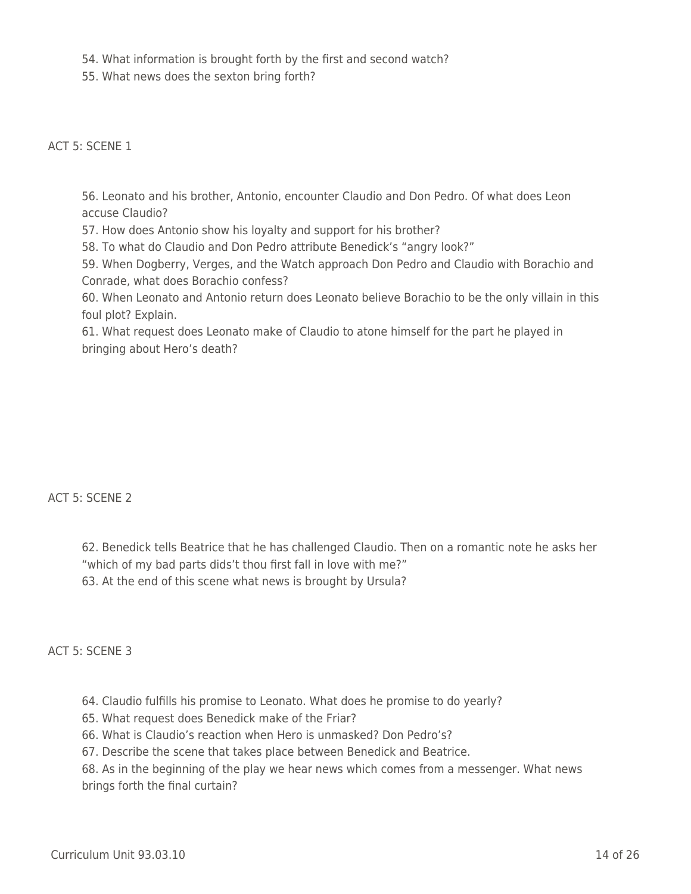54. What information is brought forth by the first and second watch?
55. What news does the sexton bring forth?

## ACT 5: SCENE 1

56. Leonato and his brother, Antonio, encounter Claudio and Don Pedro. Of what does Leon accuse Claudio?
57. How does Antonio show his loyalty and support for his brother?
58. To what do Claudio and Don Pedro attribute Benedick's "angry look?"
59. When Dogberry, Verges, and the Watch approach Don Pedro and Claudio with Borachio and Conrade, what does Borachio confess?
60. When Leonato and Antonio return does Leonato believe Borachio to be the only villain in this foul plot? Explain.
61. What request does Leonato make of Claudio to atone himself for the part he played in bringing about Hero's death?

## ACT 5: SCENE 2

62. Benedick tells Beatrice that he has challenged Claudio. Then on a romantic note he asks her "which of my bad parts dids't thou first fall in love with me?"
63. At the end of this scene what news is brought by Ursula?

## ACT 5: SCENE 3

64. Claudio fulfills his promise to Leonato. What does he promise to do yearly?
65. What request does Benedick make of the Friar?
66. What is Claudio's reaction when Hero is unmasked? Don Pedro's?
67. Describe the scene that takes place between Benedick and Beatrice.
68. As in the beginning of the play we hear news which comes from a messenger. What news brings forth the final curtain?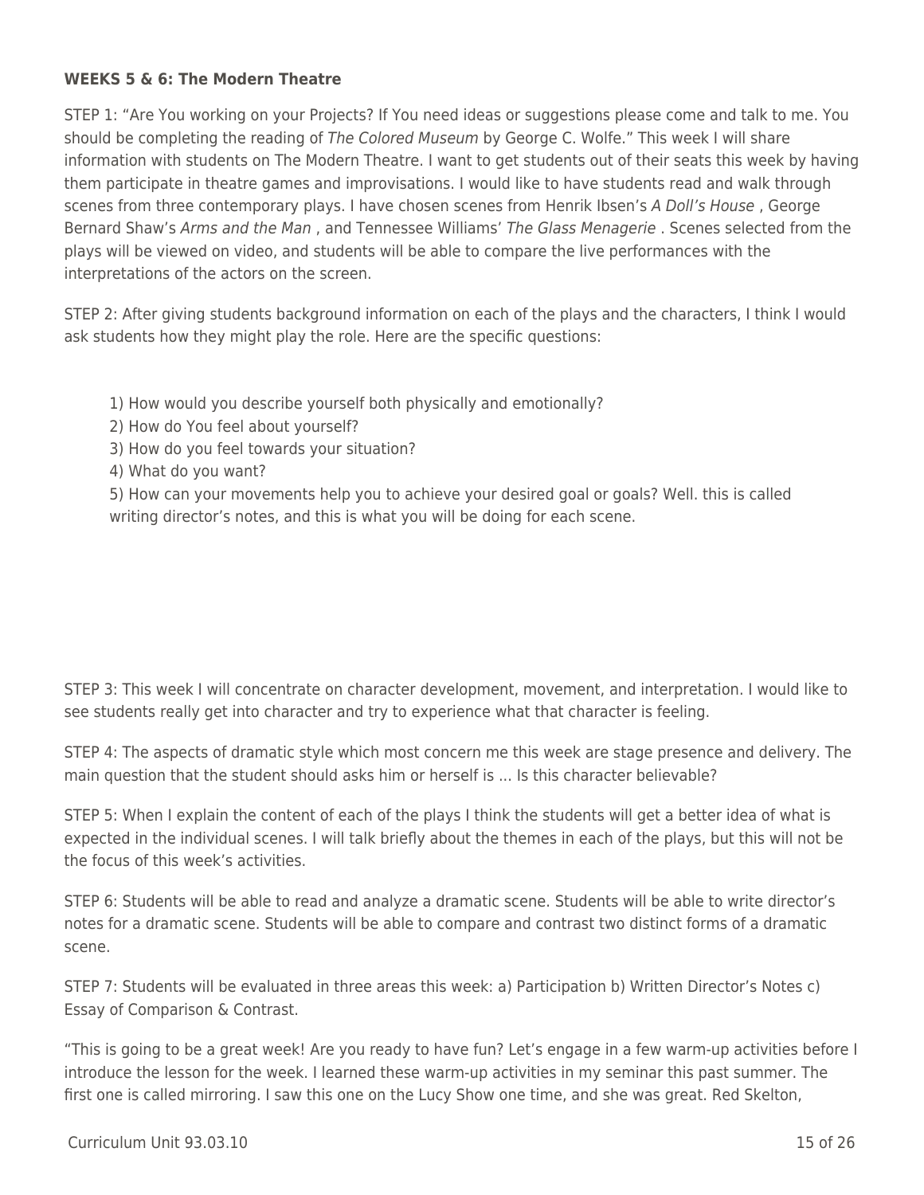**WEEKS 5 & 6: The Modern Theatre**

STEP 1: "Are You working on your Projects? If You need ideas or suggestions please come and talk to me. You should be completing the reading of *The Colored Museum* by George C. Wolfe." This week I will share information with students on The Modern Theatre. I want to get students out of their seats this week by having them participate in theatre games and improvisations. I would like to have students read and walk through scenes from three contemporary plays. I have chosen scenes from Henrik Ibsen's *A Doll's House* , George Bernard Shaw's *Arms and the Man* , and Tennessee Williams' *The Glass Menagerie* . Scenes selected from the plays will be viewed on video, and students will be able to compare the live performances with the interpretations of the actors on the screen.

STEP 2: After giving students background information on each of the plays and the characters, I think I would ask students how they might play the role. Here are the specific questions:

1) How would you describe yourself both physically and emotionally?
2) How do You feel about yourself?
3) How do you feel towards your situation?
4) What do you want?
5) How can your movements help you to achieve your desired goal or goals? Well. this is called writing director's notes, and this is what you will be doing for each scene.

STEP 3: This week I will concentrate on character development, movement, and interpretation. I would like to see students really get into character and try to experience what that character is feeling.

STEP 4: The aspects of dramatic style which most concern me this week are stage presence and delivery. The main question that the student should asks him or herself is ... Is this character believable?

STEP 5: When I explain the content of each of the plays I think the students will get a better idea of what is expected in the individual scenes. I will talk briefly about the themes in each of the plays, but this will not be the focus of this week's activities.

STEP 6: Students will be able to read and analyze a dramatic scene. Students will be able to write director's notes for a dramatic scene. Students will be able to compare and contrast two distinct forms of a dramatic scene.

STEP 7: Students will be evaluated in three areas this week: a) Participation b) Written Director's Notes c) Essay of Comparison & Contrast.

"This is going to be a great week! Are you ready to have fun? Let's engage in a few warm-up activities before I introduce the lesson for the week. I learned these warm-up activities in my seminar this past summer. The first one is called mirroring. I saw this one on the Lucy Show one time, and she was great. Red Skelton,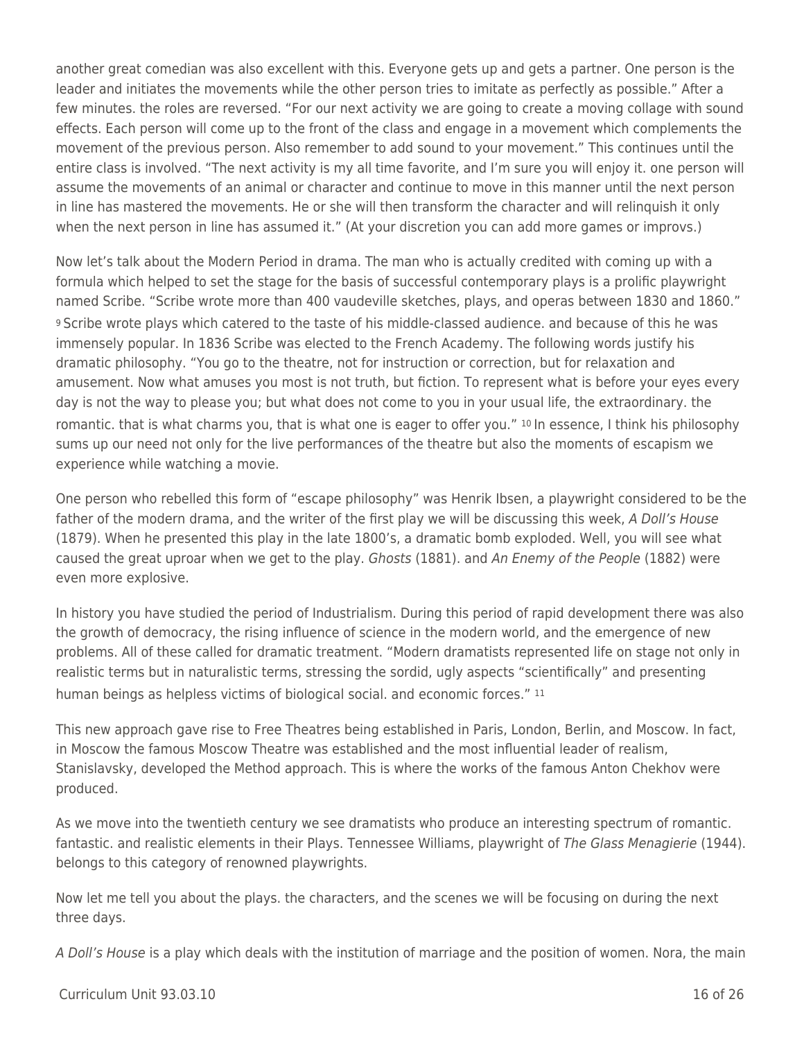another great comedian was also excellent with this. Everyone gets up and gets a partner. One person is the leader and initiates the movements while the other person tries to imitate as perfectly as possible." After a few minutes. the roles are reversed. "For our next activity we are going to create a moving collage with sound effects. Each person will come up to the front of the class and engage in a movement which complements the movement of the previous person. Also remember to add sound to your movement." This continues until the entire class is involved. "The next activity is my all time favorite, and I'm sure you will enjoy it. one person will assume the movements of an animal or character and continue to move in this manner until the next person in line has mastered the movements. He or she will then transform the character and will relinquish it only when the next person in line has assumed it." (At your discretion you can add more games or improvs.)

Now let's talk about the Modern Period in drama. The man who is actually credited with coming up with a formula which helped to set the stage for the basis of successful contemporary plays is a prolific playwright named Scribe. "Scribe wrote more than 400 vaudeville sketches, plays, and operas between 1830 and 1860." [9] Scribe wrote plays which catered to the taste of his middle-classed audience. and because of this he was immensely popular. In 1836 Scribe was elected to the French Academy. The following words justify his dramatic philosophy. "You go to the theatre, not for instruction or correction, but for relaxation and amusement. Now what amuses you most is not truth, but fiction. To represent what is before your eyes every day is not the way to please you; but what does not come to you in your usual life, the extraordinary. the romantic. that is what charms you, that is what one is eager to offer you." [10] In essence, I think his philosophy sums up our need not only for the live performances of the theatre but also the moments of escapism we experience while watching a movie.

One person who rebelled this form of "escape philosophy" was Henrik Ibsen, a playwright considered to be the father of the modern drama, and the writer of the first play we will be discussing this week, *A Doll's House* (1879). When he presented this play in the late 1800's, a dramatic bomb exploded. Well, you will see what caused the great uproar when we get to the play. *Ghosts* (1881). and *An Enemy of the People* (1882) were even more explosive.

In history you have studied the period of Industrialism. During this period of rapid development there was also the growth of democracy, the rising influence of science in the modern world, and the emergence of new problems. All of these called for dramatic treatment. "Modern dramatists represented life on stage not only in realistic terms but in naturalistic terms, stressing the sordid, ugly aspects "scientifically" and presenting human beings as helpless victims of biological social. and economic forces." [11]

This new approach gave rise to Free Theatres being established in Paris, London, Berlin, and Moscow. In fact, in Moscow the famous Moscow Theatre was established and the most influential leader of realism, Stanislavsky, developed the Method approach. This is where the works of the famous Anton Chekhov were produced.

As we move into the twentieth century we see dramatists who produce an interesting spectrum of romantic. fantastic. and realistic elements in their Plays. Tennessee Williams, playwright of *The Glass Menagerie* (1944). belongs to this category of renowned playwrights.

Now let me tell you about the plays. the characters, and the scenes we will be focusing on during the next three days.

*A Doll's House* is a play which deals with the institution of marriage and the position of women. Nora, the main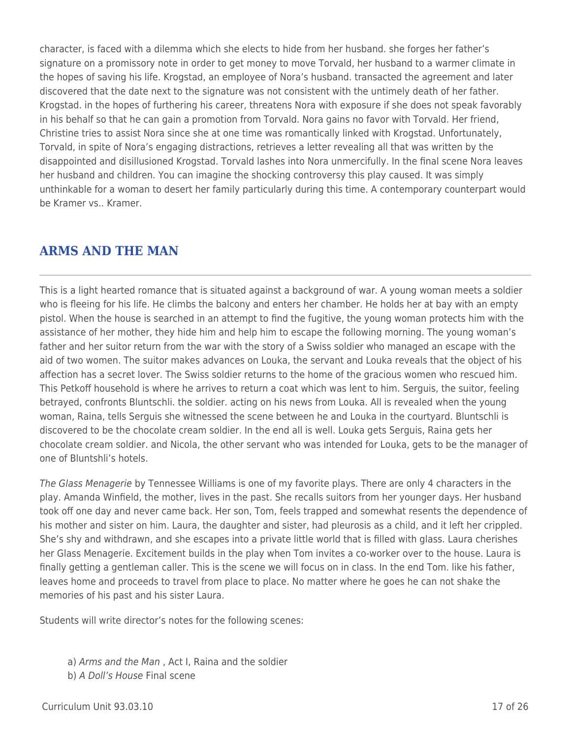character, is faced with a dilemma which she elects to hide from her husband. she forges her father's signature on a promissory note in order to get money to move Torvald, her husband to a warmer climate in the hopes of saving his life. Krogstad, an employee of Nora's husband. transacted the agreement and later discovered that the date next to the signature was not consistent with the untimely death of her father. Krogstad. in the hopes of furthering his career, threatens Nora with exposure if she does not speak favorably in his behalf so that he can gain a promotion from Torvald. Nora gains no favor with Torvald. Her friend, Christine tries to assist Nora since she at one time was romantically linked with Krogstad. Unfortunately, Torvald, in spite of Nora's engaging distractions, retrieves a letter revealing all that was written by the disappointed and disillusioned Krogstad. Torvald lashes into Nora unmercifully. In the final scene Nora leaves her husband and children. You can imagine the shocking controversy this play caused. It was simply unthinkable for a woman to desert her family particularly during this time. A contemporary counterpart would be Kramer vs.. Kramer.

## ARMS AND THE MAN

This is a light hearted romance that is situated against a background of war. A young woman meets a soldier who is fleeing for his life. He climbs the balcony and enters her chamber. He holds her at bay with an empty pistol. When the house is searched in an attempt to find the fugitive, the young woman protects him with the assistance of her mother, they hide him and help him to escape the following morning. The young woman's father and her suitor return from the war with the story of a Swiss soldier who managed an escape with the aid of two women. The suitor makes advances on Louka, the servant and Louka reveals that the object of his affection has a secret lover. The Swiss soldier returns to the home of the gracious women who rescued him. This Petkoff household is where he arrives to return a coat which was lent to him. Serguis, the suitor, feeling betrayed, confronts Bluntschli. the soldier. acting on his news from Louka. All is revealed when the young woman, Raina, tells Serguis she witnessed the scene between he and Louka in the courtyard. Bluntschli is discovered to be the chocolate cream soldier. In the end all is well. Louka gets Serguis, Raina gets her chocolate cream soldier. and Nicola, the other servant who was intended for Louka, gets to be the manager of one of Bluntshli's hotels.

*The Glass Menagerie* by Tennessee Williams is one of my favorite plays. There are only 4 characters in the play. Amanda Winfield, the mother, lives in the past. She recalls suitors from her younger days. Her husband took off one day and never came back. Her son, Tom, feels trapped and somewhat resents the dependence of his mother and sister on him. Laura, the daughter and sister, had pleurosis as a child, and it left her crippled. She's shy and withdrawn, and she escapes into a private little world that is filled with glass. Laura cherishes her Glass Menagerie. Excitement builds in the play when Tom invites a co-worker over to the house. Laura is finally getting a gentleman caller. This is the scene we will focus on in class. In the end Tom. like his father, leaves home and proceeds to travel from place to place. No matter where he goes he can not shake the memories of his past and his sister Laura.

Students will write director's notes for the following scenes:

a) *Arms and the Man* , Act I, Raina and the soldier
b) *A Doll's House* Final scene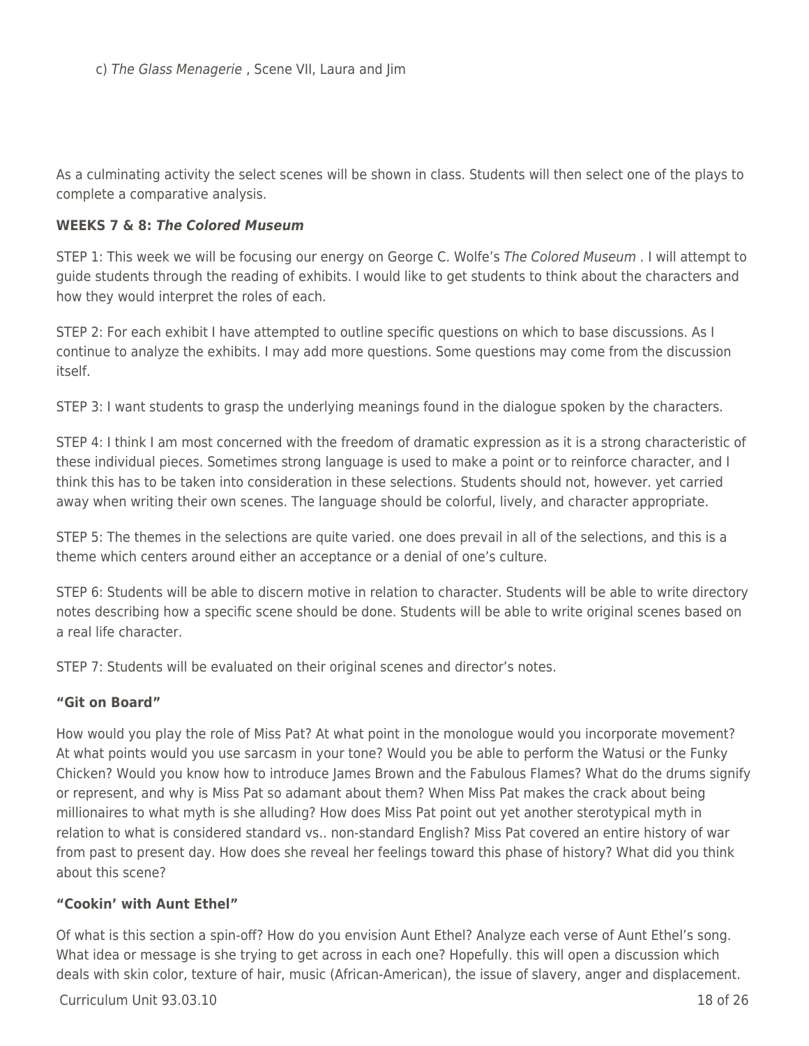c) *The Glass Menagerie* , Scene VII, Laura and Jim

As a culminating activity the select scenes will be shown in class. Students will then select one of the plays to complete a comparative analysis.

**WEEKS 7 & 8: *The Colored Museum***

STEP 1: This week we will be focusing our energy on George C. Wolfe's *The Colored Museum* . I will attempt to guide students through the reading of exhibits. I would like to get students to think about the characters and how they would interpret the roles of each.

STEP 2: For each exhibit I have attempted to outline specific questions on which to base discussions. As I continue to analyze the exhibits. I may add more questions. Some questions may come from the discussion itself.

STEP 3: I want students to grasp the underlying meanings found in the dialogue spoken by the characters.

STEP 4: I think I am most concerned with the freedom of dramatic expression as it is a strong characteristic of these individual pieces. Sometimes strong language is used to make a point or to reinforce character, and I think this has to be taken into consideration in these selections. Students should not, however. yet carried away when writing their own scenes. The language should be colorful, lively, and character appropriate.

STEP 5: The themes in the selections are quite varied. one does prevail in all of the selections, and this is a theme which centers around either an acceptance or a denial of one's culture.

STEP 6: Students will be able to discern motive in relation to character. Students will be able to write directory notes describing how a specific scene should be done. Students will be able to write original scenes based on a real life character.

STEP 7: Students will be evaluated on their original scenes and director's notes.

**"Git on Board"**

How would you play the role of Miss Pat? At what point in the monologue would you incorporate movement? At what points would you use sarcasm in your tone? Would you be able to perform the Watusi or the Funky Chicken? Would you know how to introduce James Brown and the Fabulous Flames? What do the drums signify or represent, and why is Miss Pat so adamant about them? When Miss Pat makes the crack about being millionaires to what myth is she alluding? How does Miss Pat point out yet another sterotypical myth in relation to what is considered standard vs.. non-standard English? Miss Pat covered an entire history of war from past to present day. How does she reveal her feelings toward this phase of history? What did you think about this scene?

**"Cookin' with Aunt Ethel"**

Of what is this section a spin-off? How do you envision Aunt Ethel? Analyze each verse of Aunt Ethel's song. What idea or message is she trying to get across in each one? Hopefully. this will open a discussion which deals with skin color, texture of hair, music (African-American), the issue of slavery, anger and displacement.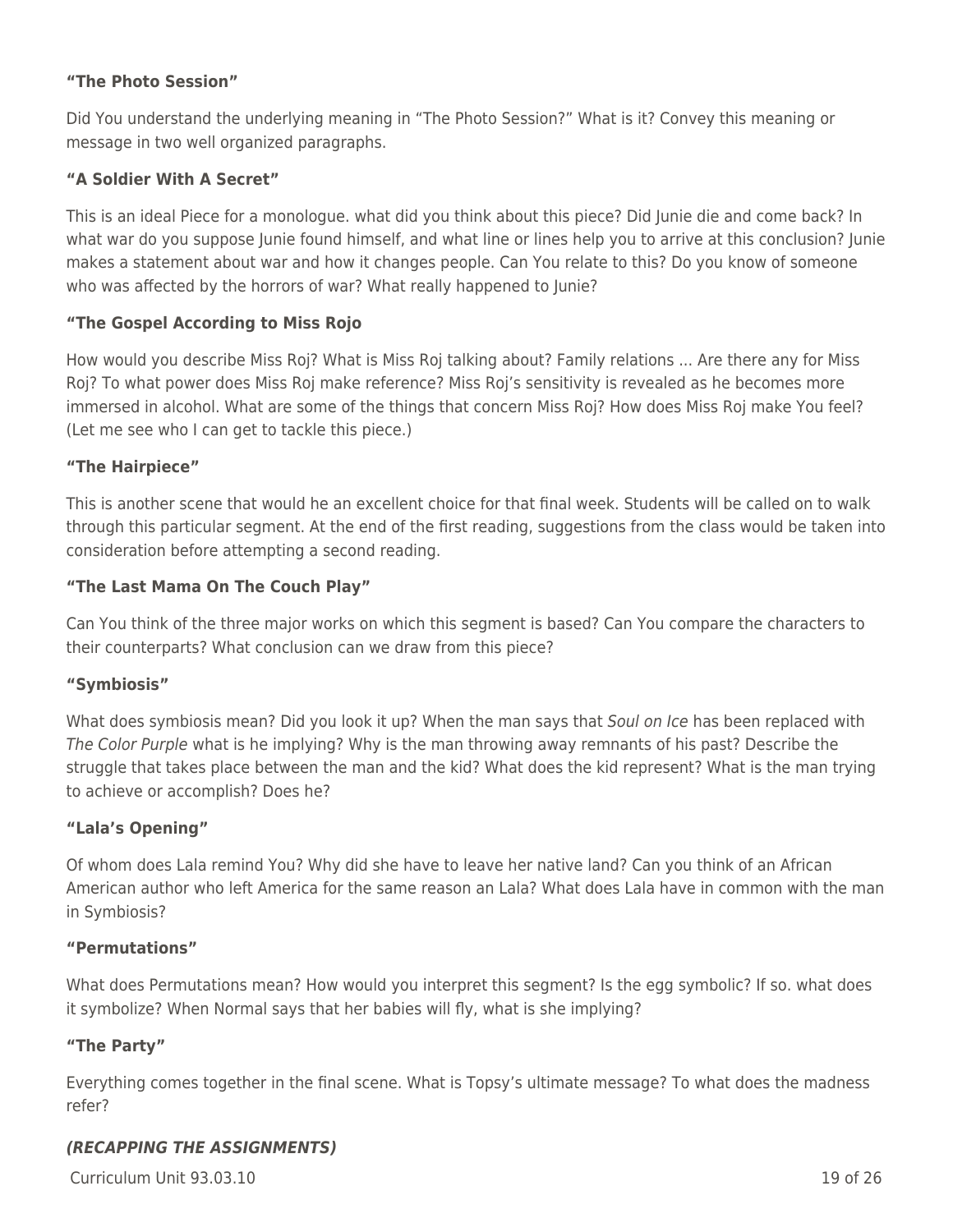**“The Photo Session”**

Did You understand the underlying meaning in “The Photo Session?” What is it? Convey this meaning or message in two well organized paragraphs.

**“A Soldier With A Secret”**

This is an ideal Piece for a monologue. what did you think about this piece? Did Junie die and come back? In what war do you suppose Junie found himself, and what line or lines help you to arrive at this conclusion? Junie makes a statement about war and how it changes people. Can You relate to this? Do you know of someone who was affected by the horrors of war? What really happened to Junie?

**“The Gospel According to Miss Rojo**

How would you describe Miss Roj? What is Miss Roj talking about? Family relations ... Are there any for Miss Roj? To what power does Miss Roj make reference? Miss Roj’s sensitivity is revealed as he becomes more immersed in alcohol. What are some of the things that concern Miss Roj? How does Miss Roj make You feel? (Let me see who I can get to tackle this piece.)

**“The Hairpiece”**

This is another scene that would he an excellent choice for that final week. Students will be called on to walk through this particular segment. At the end of the first reading, suggestions from the class would be taken into consideration before attempting a second reading.

**“The Last Mama On The Couch Play”**

Can You think of the three major works on which this segment is based? Can You compare the characters to their counterparts? What conclusion can we draw from this piece?

**“Symbiosis”**

What does symbiosis mean? Did you look it up? When the man says that *Soul on Ice* has been replaced with *The Color Purple* what is he implying? Why is the man throwing away remnants of his past? Describe the struggle that takes place between the man and the kid? What does the kid represent? What is the man trying to achieve or accomplish? Does he?

**“Lala’s Opening”**

Of whom does Lala remind You? Why did she have to leave her native land? Can you think of an African American author who left America for the same reason an Lala? What does Lala have in common with the man in Symbiosis?

**“Permutations”**

What does Permutations mean? How would you interpret this segment? Is the egg symbolic? If so. what does it symbolize? When Normal says that her babies will fly, what is she implying?

**“The Party”**

Everything comes together in the final scene. What is Topsy’s ultimate message? To what does the madness refer?

***(RECAPPING THE ASSIGNMENTS)***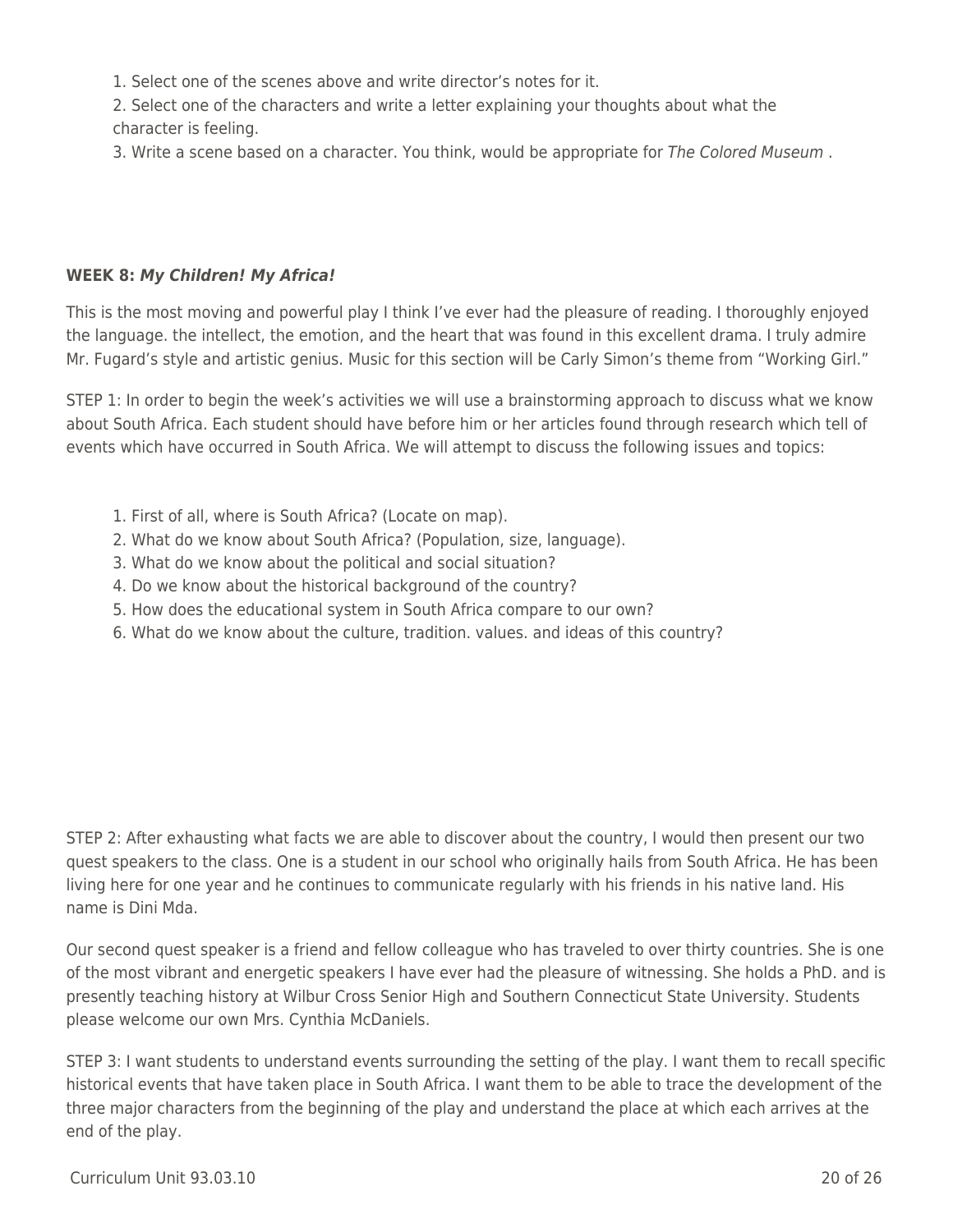1. Select one of the scenes above and write director's notes for it.
2. Select one of the characters and write a letter explaining your thoughts about what the character is feeling.
3. Write a scene based on a character. You think, would be appropriate for *The Colored Museum* .

**WEEK 8: *My Children! My Africa!***

This is the most moving and powerful play I think I've ever had the pleasure of reading. I thoroughly enjoyed the language. the intellect, the emotion, and the heart that was found in this excellent drama. I truly admire Mr. Fugard's style and artistic genius. Music for this section will be Carly Simon's theme from "Working Girl."

STEP 1: In order to begin the week's activities we will use a brainstorming approach to discuss what we know about South Africa. Each student should have before him or her articles found through research which tell of events which have occurred in South Africa. We will attempt to discuss the following issues and topics:

1. First of all, where is South Africa? (Locate on map).
2. What do we know about South Africa? (Population, size, language).
3. What do we know about the political and social situation?
4. Do we know about the historical background of the country?
5. How does the educational system in South Africa compare to our own?
6. What do we know about the culture, tradition. values. and ideas of this country?

STEP 2: After exhausting what facts we are able to discover about the country, I would then present our two quest speakers to the class. One is a student in our school who originally hails from South Africa. He has been living here for one year and he continues to communicate regularly with his friends in his native land. His name is Dini Mda.

Our second quest speaker is a friend and fellow colleague who has traveled to over thirty countries. She is one of the most vibrant and energetic speakers I have ever had the pleasure of witnessing. She holds a PhD. and is presently teaching history at Wilbur Cross Senior High and Southern Connecticut State University. Students please welcome our own Mrs. Cynthia McDaniels.

STEP 3: I want students to understand events surrounding the setting of the play. I want them to recall specific historical events that have taken place in South Africa. I want them to be able to trace the development of the three major characters from the beginning of the play and understand the place at which each arrives at the end of the play.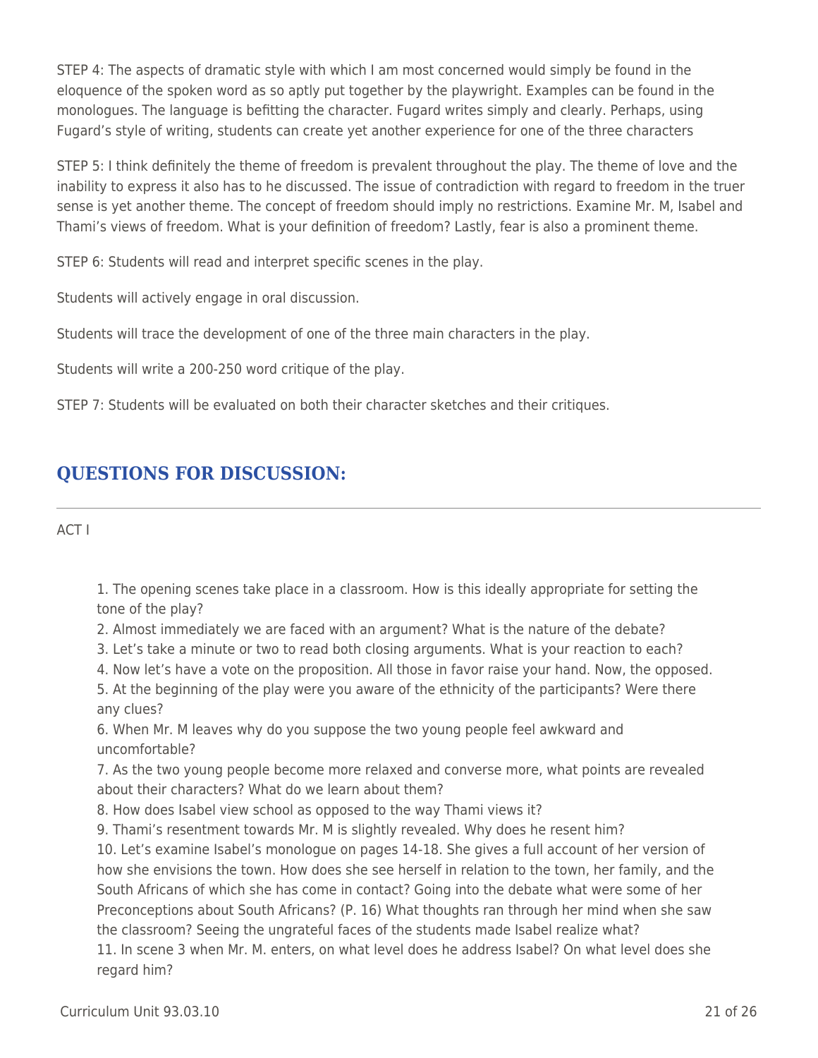STEP 4: The aspects of dramatic style with which I am most concerned would simply be found in the eloquence of the spoken word as so aptly put together by the playwright. Examples can be found in the monologues. The language is befitting the character. Fugard writes simply and clearly. Perhaps, using Fugard's style of writing, students can create yet another experience for one of the three characters

STEP 5: I think definitely the theme of freedom is prevalent throughout the play. The theme of love and the inability to express it also has to he discussed. The issue of contradiction with regard to freedom in the truer sense is yet another theme. The concept of freedom should imply no restrictions. Examine Mr. M, Isabel and Thami's views of freedom. What is your definition of freedom? Lastly, fear is also a prominent theme.

STEP 6: Students will read and interpret specific scenes in the play.

Students will actively engage in oral discussion.

Students will trace the development of one of the three main characters in the play.

Students will write a 200-250 word critique of the play.

STEP 7: Students will be evaluated on both their character sketches and their critiques.

## QUESTIONS FOR DISCUSSION:

ACT I

1. The opening scenes take place in a classroom. How is this ideally appropriate for setting the tone of the play?
2. Almost immediately we are faced with an argument? What is the nature of the debate?
3. Let's take a minute or two to read both closing arguments. What is your reaction to each?
4. Now let's have a vote on the proposition. All those in favor raise your hand. Now, the opposed.
5. At the beginning of the play were you aware of the ethnicity of the participants? Were there any clues?
6. When Mr. M leaves why do you suppose the two young people feel awkward and uncomfortable?
7. As the two young people become more relaxed and converse more, what points are revealed about their characters? What do we learn about them?
8. How does Isabel view school as opposed to the way Thami views it?
9. Thami's resentment towards Mr. M is slightly revealed. Why does he resent him?
10. Let's examine Isabel's monologue on pages 14-18. She gives a full account of her version of how she envisions the town. How does she see herself in relation to the town, her family, and the South Africans of which she has come in contact? Going into the debate what were some of her Preconceptions about South Africans? (P. 16) What thoughts ran through her mind when she saw the classroom? Seeing the ungrateful faces of the students made Isabel realize what?
11. In scene 3 when Mr. M. enters, on what level does he address Isabel? On what level does she regard him?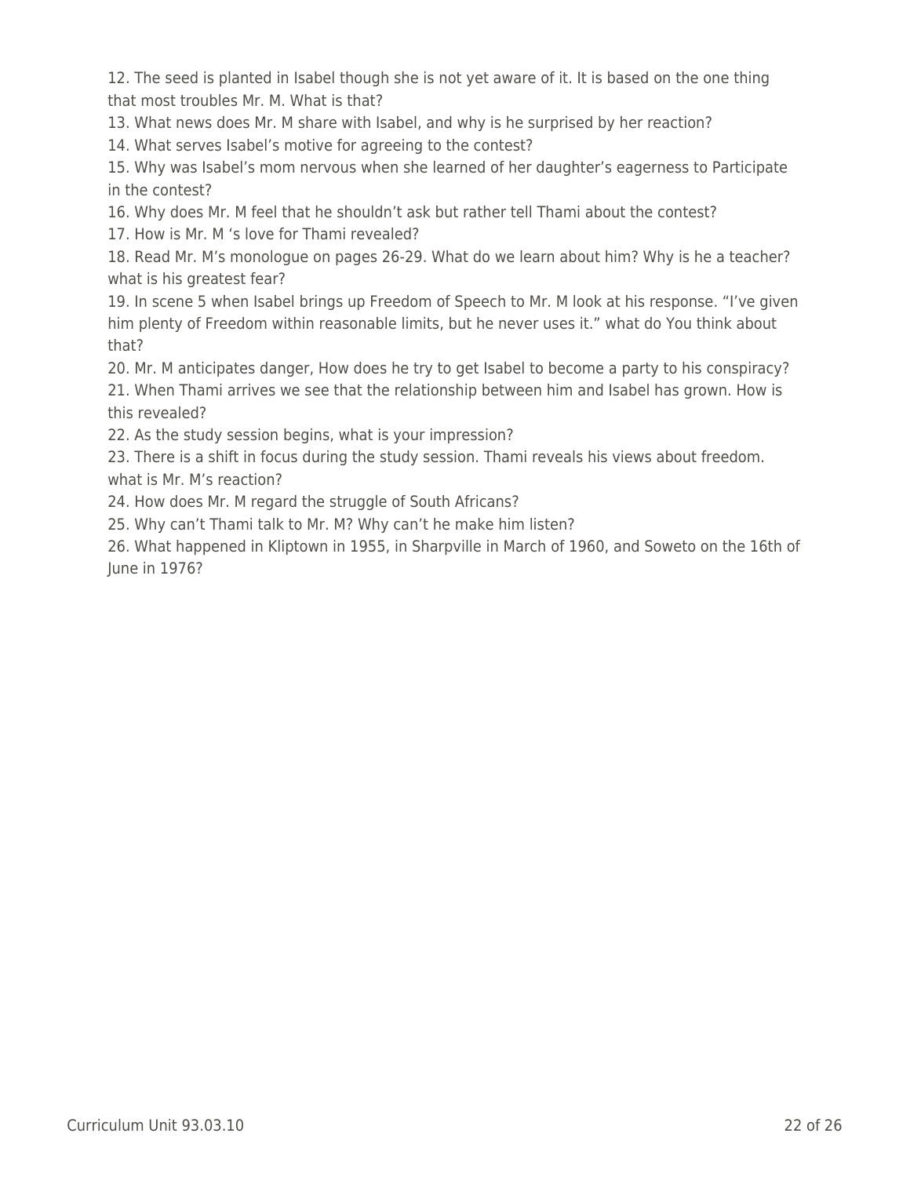12. The seed is planted in Isabel though she is not yet aware of it. It is based on the one thing that most troubles Mr. M. What is that?
13. What news does Mr. M share with Isabel, and why is he surprised by her reaction?
14. What serves Isabel's motive for agreeing to the contest?
15. Why was Isabel's mom nervous when she learned of her daughter's eagerness to Participate in the contest?
16. Why does Mr. M feel that he shouldn't ask but rather tell Thami about the contest?
17. How is Mr. M 's love for Thami revealed?
18. Read Mr. M's monologue on pages 26-29. What do we learn about him? Why is he a teacher? what is his greatest fear?
19. In scene 5 when Isabel brings up Freedom of Speech to Mr. M look at his response. "I've given him plenty of Freedom within reasonable limits, but he never uses it." what do You think about that?
20. Mr. M anticipates danger, How does he try to get Isabel to become a party to his conspiracy?
21. When Thami arrives we see that the relationship between him and Isabel has grown. How is this revealed?
22. As the study session begins, what is your impression?
23. There is a shift in focus during the study session. Thami reveals his views about freedom. what is Mr. M's reaction?
24. How does Mr. M regard the struggle of South Africans?
25. Why can't Thami talk to Mr. M? Why can't he make him listen?
26. What happened in Kliptown in 1955, in Sharpville in March of 1960, and Soweto on the 16th of June in 1976?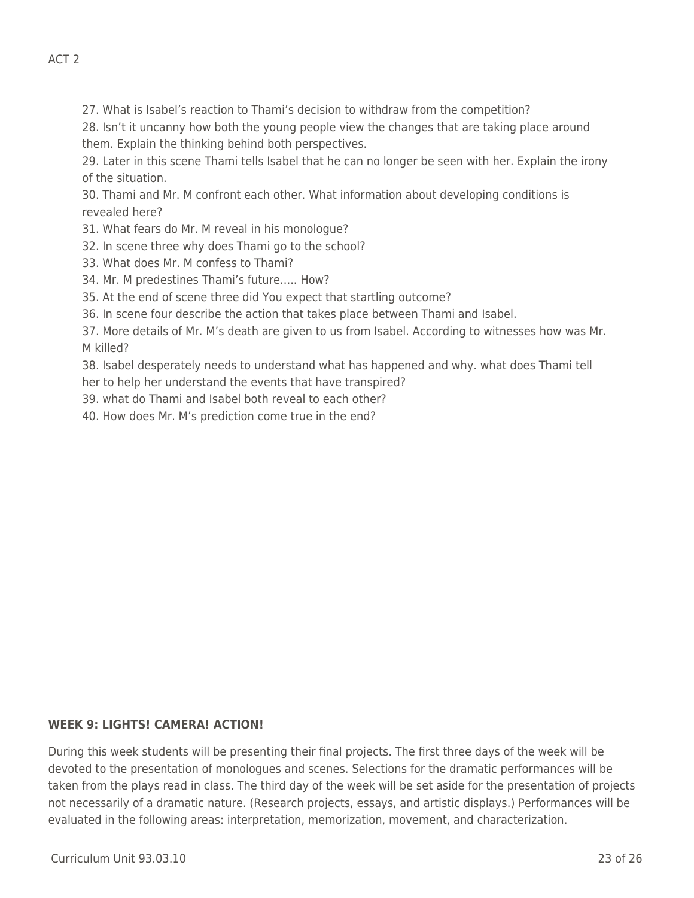ACT 2

27. What is Isabel's reaction to Thami's decision to withdraw from the competition?
28. Isn't it uncanny how both the young people view the changes that are taking place around them. Explain the thinking behind both perspectives.
29. Later in this scene Thami tells Isabel that he can no longer be seen with her. Explain the irony of the situation.
30. Thami and Mr. M confront each other. What information about developing conditions is revealed here?
31. What fears do Mr. M reveal in his monologue?
32. In scene three why does Thami go to the school?
33. What does Mr. M confess to Thami?
34. Mr. M predestines Thami's future..... How?
35. At the end of scene three did You expect that startling outcome?
36. In scene four describe the action that takes place between Thami and Isabel.
37. More details of Mr. M's death are given to us from Isabel. According to witnesses how was Mr. M killed?
38. Isabel desperately needs to understand what has happened and why. what does Thami tell her to help her understand the events that have transpired?
39. what do Thami and Isabel both reveal to each other?
40. How does Mr. M's prediction come true in the end?

**WEEK 9: LIGHTS! CAMERA! ACTION!**

During this week students will be presenting their final projects. The first three days of the week will be devoted to the presentation of monologues and scenes. Selections for the dramatic performances will be taken from the plays read in class. The third day of the week will be set aside for the presentation of projects not necessarily of a dramatic nature. (Research projects, essays, and artistic displays.) Performances will be evaluated in the following areas: interpretation, memorization, movement, and characterization.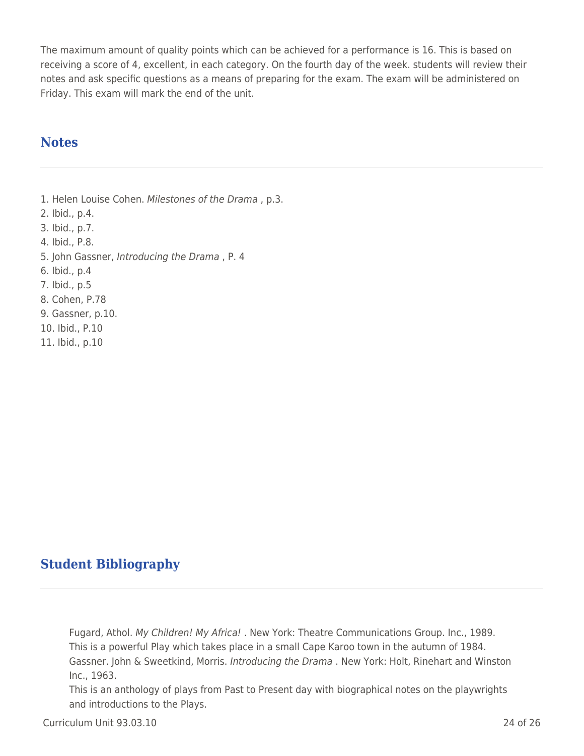The maximum amount of quality points which can be achieved for a performance is 16. This is based on receiving a score of 4, excellent, in each category. On the fourth day of the week. students will review their notes and ask specific questions as a means of preparing for the exam. The exam will be administered on Friday. This exam will mark the end of the unit.

## Notes

1. Helen Louise Cohen. *Milestones of the Drama* , p.3.
2. Ibid., p.4.
3. Ibid., p.7.
4. Ibid., P.8.
5. John Gassner, *Introducing the Drama* , P. 4
6. Ibid., p.4
7. Ibid., p.5
8. Cohen, P.78
9. Gassner, p.10.
10. Ibid., P.10
11. Ibid., p.10

## Student Bibliography

Fugard, Athol. *My Children! My Africa!* . New York: Theatre Communications Group. Inc., 1989.
This is a powerful Play which takes place in a small Cape Karoo town in the autumn of 1984.
Gassner. John & Sweetkind, Morris. *Introducing the Drama* . New York: Holt, Rinehart and Winston Inc., 1963.
This is an anthology of plays from Past to Present day with biographical notes on the playwrights and introductions to the Plays.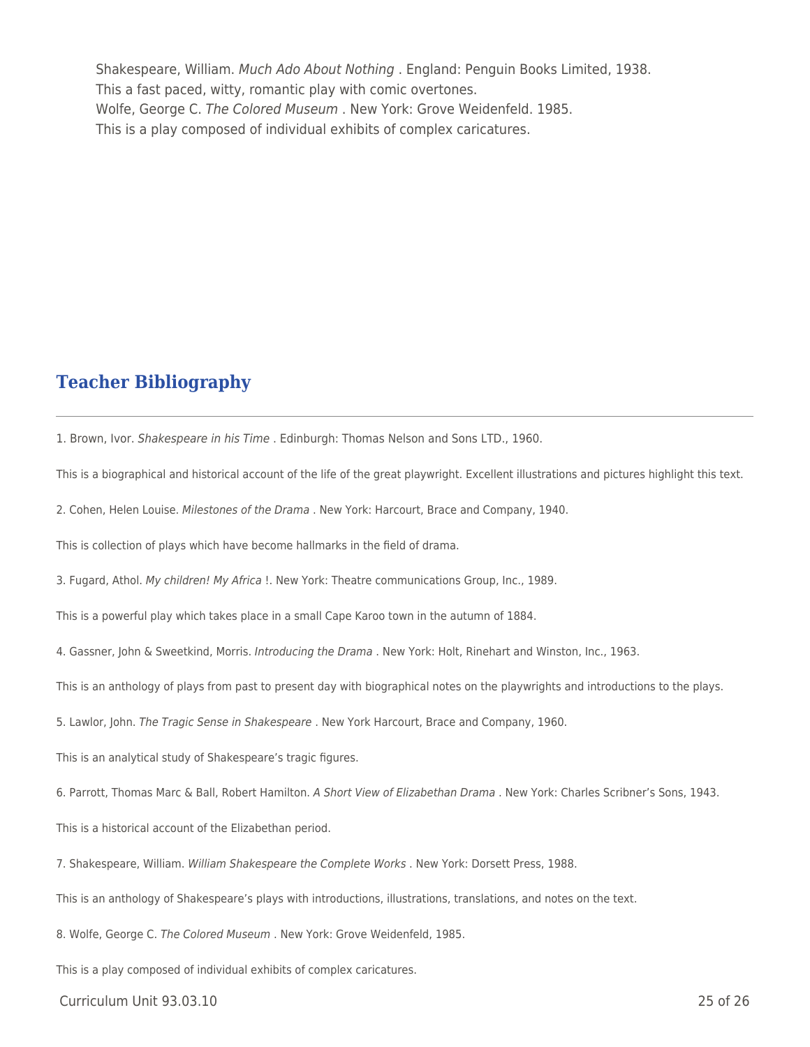Shakespeare, William. *Much Ado About Nothing* . England: Penguin Books Limited, 1938.

This a fast paced, witty, romantic play with comic overtones.

Wolfe, George C. *The Colored Museum* . New York: Grove Weidenfeld. 1985.

This is a play composed of individual exhibits of complex caricatures.

## Teacher Bibliography

1. Brown, Ivor. *Shakespeare in his Time* . Edinburgh: Thomas Nelson and Sons LTD., 1960.

This is a biographical and historical account of the life of the great playwright. Excellent illustrations and pictures highlight this text.

2. Cohen, Helen Louise. *Milestones of the Drama* . New York: Harcourt, Brace and Company, 1940.

This is collection of plays which have become hallmarks in the field of drama.

3. Fugard, Athol. *My children! My Africa* !. New York: Theatre communications Group, Inc., 1989.

This is a powerful play which takes place in a small Cape Karoo town in the autumn of 1884.

4. Gassner, John & Sweetkind, Morris. *Introducing the Drama* . New York: Holt, Rinehart and Winston, Inc., 1963.

This is an anthology of plays from past to present day with biographical notes on the playwrights and introductions to the plays.

5. Lawlor, John. *The Tragic Sense in Shakespeare* . New York Harcourt, Brace and Company, 1960.

This is an analytical study of Shakespeare's tragic figures.

6. Parrott, Thomas Marc & Ball, Robert Hamilton. *A Short View of Elizabethan Drama* . New York: Charles Scribner's Sons, 1943.

This is a historical account of the Elizabethan period.

7. Shakespeare, William. *William Shakespeare the Complete Works* . New York: Dorsett Press, 1988.

This is an anthology of Shakespeare's plays with introductions, illustrations, translations, and notes on the text.

8. Wolfe, George C. *The Colored Museum* . New York: Grove Weidenfeld, 1985.

This is a play composed of individual exhibits of complex caricatures.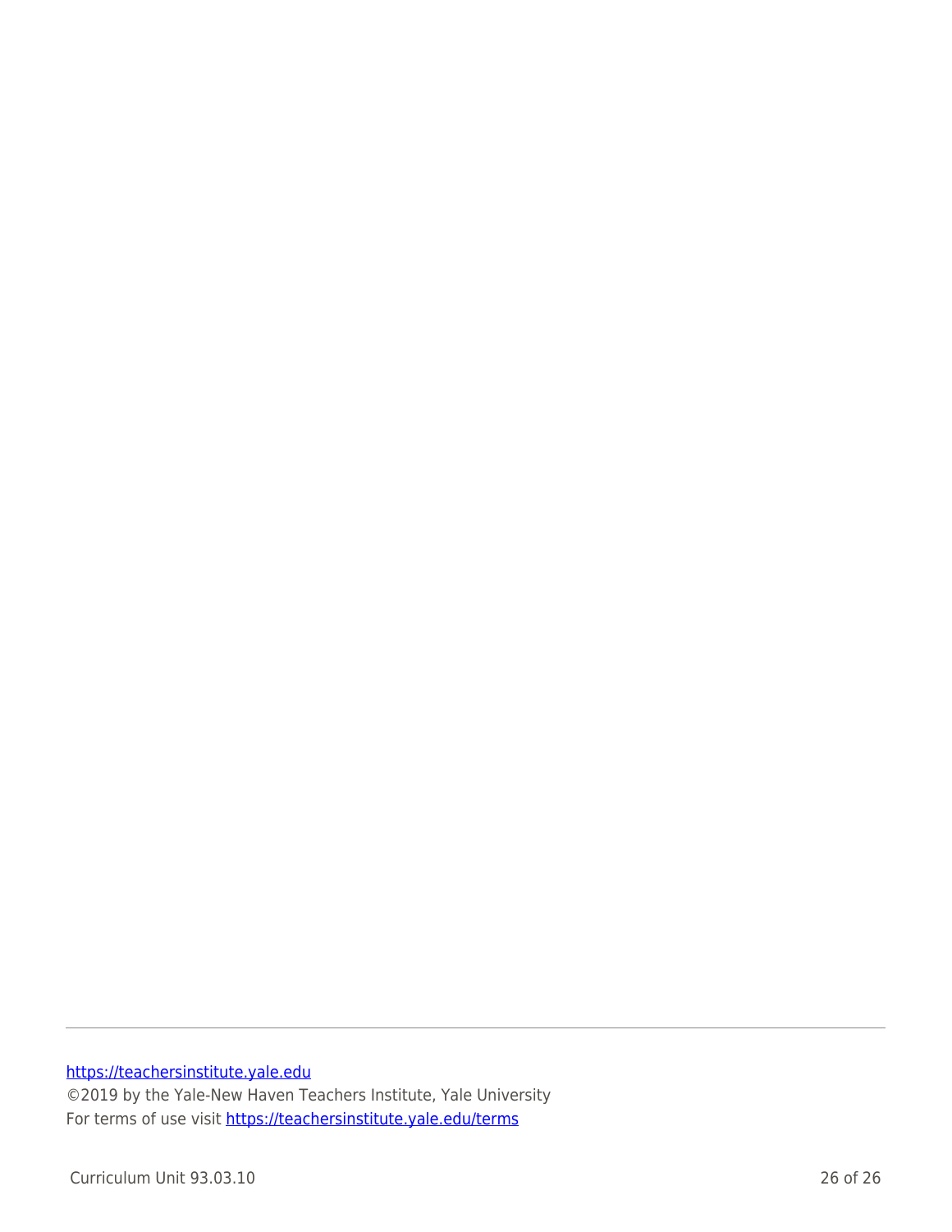https://teachersinstitute.yale.edu

©2019 by the Yale-New Haven Teachers Institute, Yale University

For terms of use visit https://teachersinstitute.yale.edu/terms